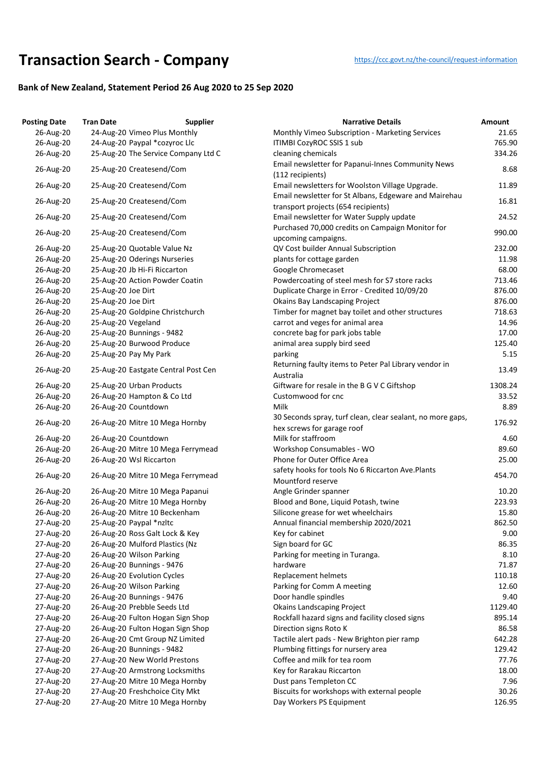# Transaction Search - Company

https://ccc.govt.nz/the-council/request-information

## Bank of New Zealand, Statement Period 26 Aug 2020 to 25 Sep 2020

| Posting Date | Tran Date | Supplier | Narrative Details | Amount |
|---|---|---|---|---|
| 26-Aug-20 | 24-Aug-20 | Vimeo Plus Monthly | Monthly Vimeo Subscription - Marketing Services | 21.65 |
| 26-Aug-20 | 24-Aug-20 | Paypal *cozyroc Llc | ITIMBI CozyROC SSIS 1 sub | 765.90 |
| 26-Aug-20 | 25-Aug-20 | The Service Company Ltd C | cleaning chemicals | 334.26 |
| 26-Aug-20 | 25-Aug-20 | Createsend/Com | Email newsletter for Papanui-Innes Community News (112 recipients) | 8.68 |
| 26-Aug-20 | 25-Aug-20 | Createsend/Com | Email newsletters for Woolston Village Upgrade. | 11.89 |
| 26-Aug-20 | 25-Aug-20 | Createsend/Com | Email newsletter for St Albans, Edgeware and Mairehau transport projects (654 recipients) | 16.81 |
| 26-Aug-20 | 25-Aug-20 | Createsend/Com | Email newsletter for Water Supply update | 24.52 |
| 26-Aug-20 | 25-Aug-20 | Createsend/Com | Purchased 70,000 credits on Campaign Monitor for upcoming campaigns. | 990.00 |
| 26-Aug-20 | 25-Aug-20 | Quotable Value Nz | QV Cost builder Annual Subscription | 232.00 |
| 26-Aug-20 | 25-Aug-20 | Oderings Nurseries | plants for cottage garden | 11.98 |
| 26-Aug-20 | 25-Aug-20 | Jb Hi-Fi Riccarton | Google Chromecaset | 68.00 |
| 26-Aug-20 | 25-Aug-20 | Action Powder Coatin | Powdercoating of steel mesh for S7 store racks | 713.46 |
| 26-Aug-20 | 25-Aug-20 | Joe Dirt | Duplicate Charge in Error - Credited 10/09/20 | 876.00 |
| 26-Aug-20 | 25-Aug-20 | Joe Dirt | Okains Bay Landscaping Project | 876.00 |
| 26-Aug-20 | 25-Aug-20 | Goldpine Christchurch | Timber for magnet bay toilet and other structures | 718.63 |
| 26-Aug-20 | 25-Aug-20 | Vegeland | carrot and veges for animal area | 14.96 |
| 26-Aug-20 | 25-Aug-20 | Bunnings - 9482 | concrete bag for park jobs table | 17.00 |
| 26-Aug-20 | 25-Aug-20 | Burwood Produce | animal area supply bird seed | 125.40 |
| 26-Aug-20 | 25-Aug-20 | Pay My Park | parking | 5.15 |
| 26-Aug-20 | 25-Aug-20 | Eastgate Central Post Cen | Returning faulty items to Peter Pal Library vendor in Australia | 13.49 |
| 26-Aug-20 | 25-Aug-20 | Urban Products | Giftware for resale in the B G V C Giftshop | 1308.24 |
| 26-Aug-20 | 26-Aug-20 | Hampton & Co Ltd | Customwood for cnc | 33.52 |
| 26-Aug-20 | 26-Aug-20 | Countdown | Milk | 8.89 |
| 26-Aug-20 | 26-Aug-20 | Mitre 10 Mega Hornby | 30 Seconds spray, turf clean, clear sealant, no more gaps, hex screws for garage roof | 176.92 |
| 26-Aug-20 | 26-Aug-20 | Countdown | Milk for staffroom | 4.60 |
| 26-Aug-20 | 26-Aug-20 | Mitre 10 Mega Ferrymead | Workshop Consumables - WO | 89.60 |
| 26-Aug-20 | 26-Aug-20 | Wsl Riccarton | Phone for Outer Office Area | 25.00 |
| 26-Aug-20 | 26-Aug-20 | Mitre 10 Mega Ferrymead | safety hooks for tools No 6 Riccarton Ave.Plants Mountford reserve | 454.70 |
| 26-Aug-20 | 26-Aug-20 | Mitre 10 Mega Papanui | Angle Grinder spanner | 10.20 |
| 26-Aug-20 | 26-Aug-20 | Mitre 10 Mega Hornby | Blood and Bone, Liquid Potash, twine | 223.93 |
| 26-Aug-20 | 26-Aug-20 | Mitre 10 Beckenham | Silicone grease for wet wheelchairs | 15.80 |
| 27-Aug-20 | 25-Aug-20 | Paypal *nzltc | Annual financial membership 2020/2021 | 862.50 |
| 27-Aug-20 | 26-Aug-20 | Ross Galt Lock & Key | Key for cabinet | 9.00 |
| 27-Aug-20 | 26-Aug-20 | Mulford Plastics (Nz | Sign board for GC | 86.35 |
| 27-Aug-20 | 26-Aug-20 | Wilson Parking | Parking for meeting in Turanga. | 8.10 |
| 27-Aug-20 | 26-Aug-20 | Bunnings - 9476 | hardware | 71.87 |
| 27-Aug-20 | 26-Aug-20 | Evolution Cycles | Replacement helmets | 110.18 |
| 27-Aug-20 | 26-Aug-20 | Wilson Parking | Parking for Comm A meeting | 12.60 |
| 27-Aug-20 | 26-Aug-20 | Bunnings - 9476 | Door handle spindles | 9.40 |
| 27-Aug-20 | 26-Aug-20 | Prebble Seeds Ltd | Okains Landscaping Project | 1129.40 |
| 27-Aug-20 | 26-Aug-20 | Fulton Hogan Sign Shop | Rockfall hazard signs and facility closed signs | 895.14 |
| 27-Aug-20 | 26-Aug-20 | Fulton Hogan Sign Shop | Direction signs Roto K | 86.58 |
| 27-Aug-20 | 26-Aug-20 | Cmt Group NZ Limited | Tactile alert pads - New Brighton pier ramp | 642.28 |
| 27-Aug-20 | 26-Aug-20 | Bunnings - 9482 | Plumbing fittings for nursery area | 129.42 |
| 27-Aug-20 | 27-Aug-20 | New World Prestons | Coffee and milk for tea room | 77.76 |
| 27-Aug-20 | 27-Aug-20 | Armstrong Locksmiths | Key for Rarakau Riccarton | 18.00 |
| 27-Aug-20 | 27-Aug-20 | Mitre 10 Mega Hornby | Dust pans Templeton CC | 7.96 |
| 27-Aug-20 | 27-Aug-20 | Freshchoice City Mkt | Biscuits for workshops with external people | 30.26 |
| 27-Aug-20 | 27-Aug-20 | Mitre 10 Mega Hornby | Day Workers PS Equipment | 126.95 |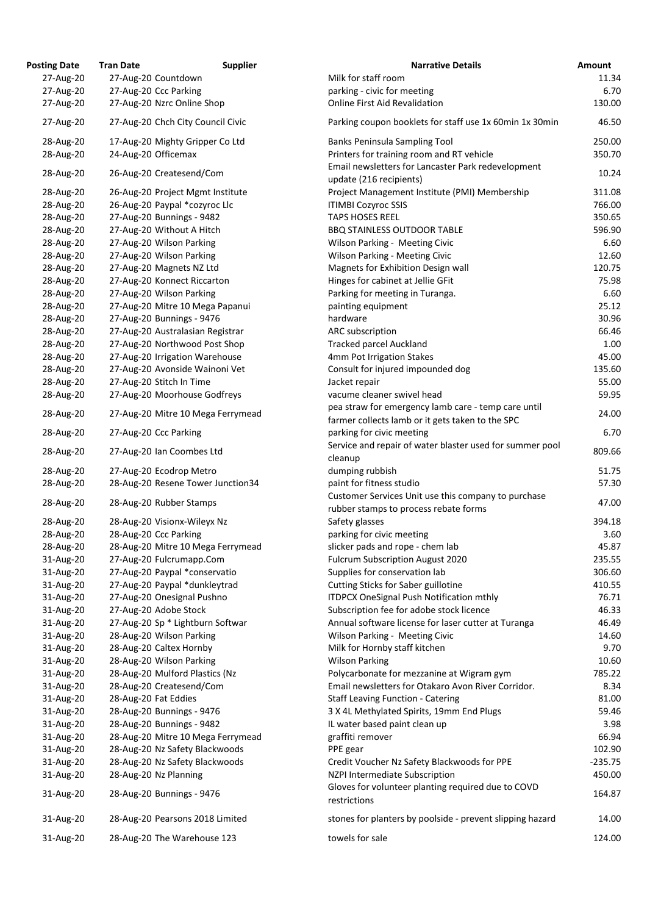| Posting Date | Tran Date | Supplier | Narrative Details | Amount |
|---|---|---|---|---|
| 27-Aug-20 | 27-Aug-20 | Countdown | Milk for staff room | 11.34 |
| 27-Aug-20 | 27-Aug-20 | Ccc Parking | parking - civic for meeting | 6.70 |
| 27-Aug-20 | 27-Aug-20 | Nzrc Online Shop | Online First Aid Revalidation | 130.00 |
| 27-Aug-20 | 27-Aug-20 | Chch City Council Civic | Parking coupon booklets for staff use 1x 60min 1x 30min | 46.50 |
| 28-Aug-20 | 17-Aug-20 | Mighty Gripper Co Ltd | Banks Peninsula Sampling Tool | 250.00 |
| 28-Aug-20 | 24-Aug-20 | Officemax | Printers for training room and RT vehicle | 350.70 |
| 28-Aug-20 | 26-Aug-20 | Createsend/Com | Email newsletters for Lancaster Park redevelopment update (216 recipients) | 10.24 |
| 28-Aug-20 | 26-Aug-20 | Project Mgmt Institute | Project Management Institute (PMI) Membership | 311.08 |
| 28-Aug-20 | 26-Aug-20 | Paypal *cozyroc Llc | ITIMBI Cozyroc SSIS | 766.00 |
| 28-Aug-20 | 27-Aug-20 | Bunnings - 9482 | TAPS HOSES REEL | 350.65 |
| 28-Aug-20 | 27-Aug-20 | Without A Hitch | BBQ STAINLESS OUTDOOR TABLE | 596.90 |
| 28-Aug-20 | 27-Aug-20 | Wilson Parking | Wilson Parking - Meeting Civic | 6.60 |
| 28-Aug-20 | 27-Aug-20 | Wilson Parking | Wilson Parking - Meeting Civic | 12.60 |
| 28-Aug-20 | 27-Aug-20 | Magnets NZ Ltd | Magnets for Exhibition Design wall | 120.75 |
| 28-Aug-20 | 27-Aug-20 | Konnect Riccarton | Hinges for cabinet at Jellie GFit | 75.98 |
| 28-Aug-20 | 27-Aug-20 | Wilson Parking | Parking for meeting in Turanga. | 6.60 |
| 28-Aug-20 | 27-Aug-20 | Mitre 10 Mega Papanui | painting equipment | 25.12 |
| 28-Aug-20 | 27-Aug-20 | Bunnings - 9476 | hardware | 30.96 |
| 28-Aug-20 | 27-Aug-20 | Australasian Registrar | ARC subscription | 66.46 |
| 28-Aug-20 | 27-Aug-20 | Northwood Post Shop | Tracked parcel Auckland | 1.00 |
| 28-Aug-20 | 27-Aug-20 | Irrigation Warehouse | 4mm Pot Irrigation Stakes | 45.00 |
| 28-Aug-20 | 27-Aug-20 | Avonside Wainoni Vet | Consult for injured impounded dog | 135.60 |
| 28-Aug-20 | 27-Aug-20 | Stitch In Time | Jacket repair | 55.00 |
| 28-Aug-20 | 27-Aug-20 | Moorhouse Godfreys | vacume cleaner swivel head | 59.95 |
| 28-Aug-20 | 27-Aug-20 | Mitre 10 Mega Ferrymead | pea straw for emergency lamb care - temp care until farmer collects lamb or it gets taken to the SPC | 24.00 |
| 28-Aug-20 | 27-Aug-20 | Ccc Parking | parking for civic meeting | 6.70 |
| 28-Aug-20 | 27-Aug-20 | Ian Coombes Ltd | Service and repair of water blaster used for summer pool cleanup | 809.66 |
| 28-Aug-20 | 27-Aug-20 | Ecodrop Metro | dumping rubbish | 51.75 |
| 28-Aug-20 | 28-Aug-20 | Resene Tower Junction34 | paint for fitness studio | 57.30 |
| 28-Aug-20 | 28-Aug-20 | Rubber Stamps | Customer Services Unit use this company to purchase rubber stamps to process rebate forms | 47.00 |
| 28-Aug-20 | 28-Aug-20 | Visionx-Wileyx Nz | Safety glasses | 394.18 |
| 28-Aug-20 | 28-Aug-20 | Ccc Parking | parking for civic meeting | 3.60 |
| 28-Aug-20 | 28-Aug-20 | Mitre 10 Mega Ferrymead | slicker pads and rope - chem lab | 45.87 |
| 31-Aug-20 | 27-Aug-20 | Fulcrumapp.Com | Fulcrum Subscription August 2020 | 235.55 |
| 31-Aug-20 | 27-Aug-20 | Paypal *conservatio | Supplies for conservation lab | 306.60 |
| 31-Aug-20 | 27-Aug-20 | Paypal *dunkleytrad | Cutting Sticks for Saber guillotine | 410.55 |
| 31-Aug-20 | 27-Aug-20 | Onesignal Pushno | ITDPCX OneSignal Push Notification mthly | 76.71 |
| 31-Aug-20 | 27-Aug-20 | Adobe Stock | Subscription fee for adobe stock licence | 46.33 |
| 31-Aug-20 | 27-Aug-20 | Sp * Lightburn Softwar | Annual software license for laser cutter at Turanga | 46.49 |
| 31-Aug-20 | 28-Aug-20 | Wilson Parking | Wilson Parking - Meeting Civic | 14.60 |
| 31-Aug-20 | 28-Aug-20 | Caltex Hornby | Milk for Hornby staff kitchen | 9.70 |
| 31-Aug-20 | 28-Aug-20 | Wilson Parking | Wilson Parking | 10.60 |
| 31-Aug-20 | 28-Aug-20 | Mulford Plastics (Nz | Polycarbonate for mezzanine at Wigram gym | 785.22 |
| 31-Aug-20 | 28-Aug-20 | Createsend/Com | Email newsletters for Otakaro Avon River Corridor. | 8.34 |
| 31-Aug-20 | 28-Aug-20 | Fat Eddies | Staff Leaving Function - Catering | 81.00 |
| 31-Aug-20 | 28-Aug-20 | Bunnings - 9476 | 3 X 4L Methylated Spirits, 19mm End Plugs | 59.46 |
| 31-Aug-20 | 28-Aug-20 | Bunnings - 9482 | IL water based paint clean up | 3.98 |
| 31-Aug-20 | 28-Aug-20 | Mitre 10 Mega Ferrymead | graffiti remover | 66.94 |
| 31-Aug-20 | 28-Aug-20 | Nz Safety Blackwoods | PPE gear | 102.90 |
| 31-Aug-20 | 28-Aug-20 | Nz Safety Blackwoods | Credit Voucher Nz Safety Blackwoods for PPE | -235.75 |
| 31-Aug-20 | 28-Aug-20 | Nz Planning | NZPI Intermediate Subscription | 450.00 |
| 31-Aug-20 | 28-Aug-20 | Bunnings - 9476 | Gloves for volunteer planting required due to COVD restrictions | 164.87 |
| 31-Aug-20 | 28-Aug-20 | Pearsons 2018 Limited | stones for planters by poolside - prevent slipping hazard | 14.00 |
| 31-Aug-20 | 28-Aug-20 | The Warehouse 123 | towels for sale | 124.00 |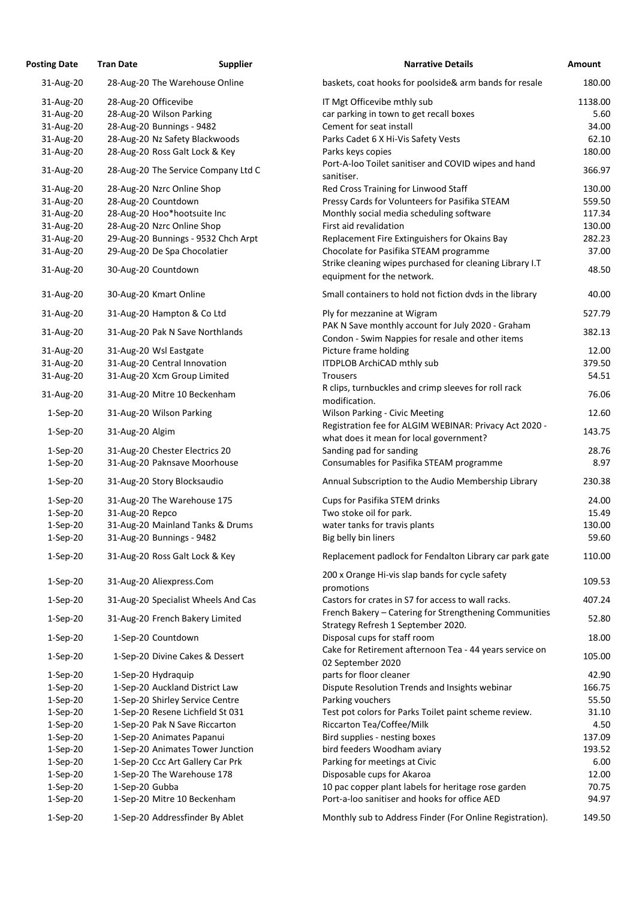| Posting Date | Tran Date | Supplier | Narrative Details | Amount |
|---|---|---|---|---|
| 31-Aug-20 | 28-Aug-20 | The Warehouse Online | baskets, coat hooks for poolside& arm bands for resale | 180.00 |
| 31-Aug-20 | 28-Aug-20 | Officevibe | IT Mgt Officevibe mthly sub | 1138.00 |
| 31-Aug-20 | 28-Aug-20 | Wilson Parking | car parking in town to get recall boxes | 5.60 |
| 31-Aug-20 | 28-Aug-20 | Bunnings - 9482 | Cement for seat install | 34.00 |
| 31-Aug-20 | 28-Aug-20 | Nz Safety Blackwoods | Parks Cadet 6 X Hi-Vis Safety Vests | 62.10 |
| 31-Aug-20 | 28-Aug-20 | Ross Galt Lock & Key | Parks keys copies | 180.00 |
| 31-Aug-20 | 28-Aug-20 | The Service Company Ltd C | Port-A-loo Toilet sanitiser and COVID wipes and hand sanitiser. | 366.97 |
| 31-Aug-20 | 28-Aug-20 | Nzrc Online Shop | Red Cross Training for Linwood Staff | 130.00 |
| 31-Aug-20 | 28-Aug-20 | Countdown | Pressy Cards for Volunteers for Pasifika STEAM | 559.50 |
| 31-Aug-20 | 28-Aug-20 | Hoo*hootsuite Inc | Monthly social media scheduling software | 117.34 |
| 31-Aug-20 | 28-Aug-20 | Nzrc Online Shop | First aid revalidation | 130.00 |
| 31-Aug-20 | 29-Aug-20 | Bunnings - 9532 Chch Arpt | Replacement Fire Extinguishers for Okains Bay | 282.23 |
| 31-Aug-20 | 29-Aug-20 | De Spa Chocolatier | Chocolate for Pasifika STEAM programme | 37.00 |
| 31-Aug-20 | 30-Aug-20 | Countdown | Strike cleaning wipes purchased for cleaning Library I.T equipment for the network. | 48.50 |
| 31-Aug-20 | 30-Aug-20 | Kmart Online | Small containers to hold not fiction dvds in the library | 40.00 |
| 31-Aug-20 | 31-Aug-20 | Hampton & Co Ltd | Ply for mezzanine at Wigram | 527.79 |
| 31-Aug-20 | 31-Aug-20 | Pak N Save Northlands | PAK N Save monthly account for July 2020 - Graham Condon - Swim Nappies for resale and other items | 382.13 |
| 31-Aug-20 | 31-Aug-20 | Wsl Eastgate | Picture frame holding | 12.00 |
| 31-Aug-20 | 31-Aug-20 | Central Innovation | ITDPLOB ArchiCAD mthly sub | 379.50 |
| 31-Aug-20 | 31-Aug-20 | Xcm Group Limited | Trousers | 54.51 |
| 31-Aug-20 | 31-Aug-20 | Mitre 10 Beckenham | R clips, turnbuckles and crimp sleeves for roll rack modification. | 76.06 |
| 1-Sep-20 | 31-Aug-20 | Wilson Parking | Wilson Parking - Civic Meeting | 12.60 |
| 1-Sep-20 | 31-Aug-20 | Algim | Registration fee for ALGIM WEBINAR: Privacy Act 2020 - what does it mean for local government? | 143.75 |
| 1-Sep-20 | 31-Aug-20 | Chester Electrics 20 | Sanding pad for sanding | 28.76 |
| 1-Sep-20 | 31-Aug-20 | Paknsave Moorhouse | Consumables for Pasifika STEAM programme | 8.97 |
| 1-Sep-20 | 31-Aug-20 | Story Blocksaudio | Annual Subscription to the Audio Membership Library | 230.38 |
| 1-Sep-20 | 31-Aug-20 | The Warehouse 175 | Cups for Pasifika STEM drinks | 24.00 |
| 1-Sep-20 | 31-Aug-20 | Repco | Two stoke oil for park. | 15.49 |
| 1-Sep-20 | 31-Aug-20 | Mainland Tanks & Drums | water tanks for travis plants | 130.00 |
| 1-Sep-20 | 31-Aug-20 | Bunnings - 9482 | Big belly bin liners | 59.60 |
| 1-Sep-20 | 31-Aug-20 | Ross Galt Lock & Key | Replacement padlock for Fendalton Library car park gate | 110.00 |
| 1-Sep-20 | 31-Aug-20 | Aliexpress.Com | 200 x Orange Hi-vis slap bands for cycle safety promotions | 109.53 |
| 1-Sep-20 | 31-Aug-20 | Specialist Wheels And Cas | Castors for crates in S7 for access to wall racks. | 407.24 |
| 1-Sep-20 | 31-Aug-20 | French Bakery Limited | French Bakery – Catering for Strengthening Communities Strategy Refresh 1 September 2020. | 52.80 |
| 1-Sep-20 | 1-Sep-20 | Countdown | Disposal cups for staff room | 18.00 |
| 1-Sep-20 | 1-Sep-20 | Divine Cakes & Dessert | Cake for Retirement afternoon Tea - 44 years service on 02 September 2020 | 105.00 |
| 1-Sep-20 | 1-Sep-20 | Hydraquip | parts for floor cleaner | 42.90 |
| 1-Sep-20 | 1-Sep-20 | Auckland District Law | Dispute Resolution Trends and Insights webinar | 166.75 |
| 1-Sep-20 | 1-Sep-20 | Shirley Service Centre | Parking vouchers | 55.50 |
| 1-Sep-20 | 1-Sep-20 | Resene Lichfield St 031 | Test pot colors for Parks Toilet paint scheme review. | 31.10 |
| 1-Sep-20 | 1-Sep-20 | Pak N Save Riccarton | Riccarton Tea/Coffee/Milk | 4.50 |
| 1-Sep-20 | 1-Sep-20 | Animates Papanui | Bird supplies - nesting boxes | 137.09 |
| 1-Sep-20 | 1-Sep-20 | Animates Tower Junction | bird feeders Woodham aviary | 193.52 |
| 1-Sep-20 | 1-Sep-20 | Ccc Art Gallery Car Prk | Parking for meetings at Civic | 6.00 |
| 1-Sep-20 | 1-Sep-20 | The Warehouse 178 | Disposable cups for Akaroa | 12.00 |
| 1-Sep-20 | 1-Sep-20 | Gubba | 10 pac copper plant labels for heritage rose garden | 70.75 |
| 1-Sep-20 | 1-Sep-20 | Mitre 10 Beckenham | Port-a-loo sanitiser and hooks for office AED | 94.97 |
| 1-Sep-20 | 1-Sep-20 | Addressfinder By Ablet | Monthly sub to Address Finder (For Online Registration). | 149.50 |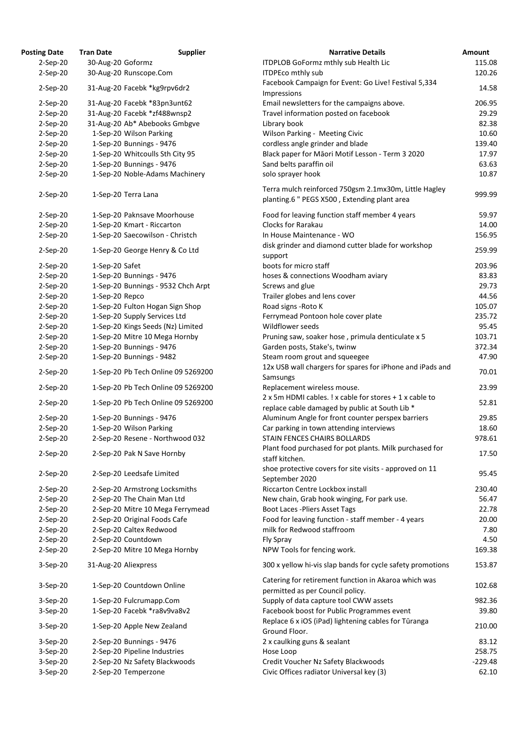| Posting Date | Tran Date | Supplier | Narrative Details | Amount |
|---|---|---|---|---|
| 2-Sep-20 | 30-Aug-20 | Goformz | ITDPLOB GoFormz mthly sub Health Lic | 115.08 |
| 2-Sep-20 | 30-Aug-20 | Runscope.Com | ITDPEco mthly sub | 120.26 |
| 2-Sep-20 | 31-Aug-20 | Facebk *kg9rpv6dr2 | Facebook Campaign for Event: Go Live! Festival 5,334 Impressions | 14.58 |
| 2-Sep-20 | 31-Aug-20 | Facebk *83pn3unt62 | Email newsletters for the campaigns above. | 206.95 |
| 2-Sep-20 | 31-Aug-20 | Facebk *zf488wnsp2 | Travel information posted on facebook | 29.29 |
| 2-Sep-20 | 31-Aug-20 | Ab* Abebooks Gmbgve | Library book | 82.38 |
| 2-Sep-20 | 1-Sep-20 | Wilson Parking | Wilson Parking - Meeting Civic | 10.60 |
| 2-Sep-20 | 1-Sep-20 | Bunnings - 9476 | cordless angle grinder and blade | 139.40 |
| 2-Sep-20 | 1-Sep-20 | Whitcoulls Sth City 95 | Black paper for Māori Motif Lesson - Term 3 2020 | 17.97 |
| 2-Sep-20 | 1-Sep-20 | Bunnings - 9476 | Sand belts paraffin oil | 63.63 |
| 2-Sep-20 | 1-Sep-20 | Noble-Adams Machinery | solo sprayer hook | 10.87 |
| 2-Sep-20 | 1-Sep-20 | Terra Lana | Terra mulch reinforced 750gsm 2.1mx30m, Little Hagley planting.6 " PEGS X500 , Extending plant area | 999.99 |
| 2-Sep-20 | 1-Sep-20 | Paknsave Moorhouse | Food for leaving function staff member 4 years | 59.97 |
| 2-Sep-20 | 1-Sep-20 | Kmart - Riccarton | Clocks for Rarakau | 14.00 |
| 2-Sep-20 | 1-Sep-20 | Saecowilson - Christch | In House Maintenance - WO | 156.95 |
| 2-Sep-20 | 1-Sep-20 | George Henry & Co Ltd | disk grinder and diamond cutter blade for workshop support | 259.99 |
| 2-Sep-20 | 1-Sep-20 | Safet | boots for micro staff | 203.96 |
| 2-Sep-20 | 1-Sep-20 | Bunnings - 9476 | hoses & connections Woodham aviary | 83.83 |
| 2-Sep-20 | 1-Sep-20 | Bunnings - 9532 Chch Arpt | Screws and glue | 29.73 |
| 2-Sep-20 | 1-Sep-20 | Repco | Trailer globes and lens cover | 44.56 |
| 2-Sep-20 | 1-Sep-20 | Fulton Hogan Sign Shop | Road signs -Roto K | 105.07 |
| 2-Sep-20 | 1-Sep-20 | Supply Services Ltd | Ferrymead Pontoon hole cover plate | 235.72 |
| 2-Sep-20 | 1-Sep-20 | Kings Seeds (Nz) Limited | Wildflower seeds | 95.45 |
| 2-Sep-20 | 1-Sep-20 | Mitre 10 Mega Hornby | Pruning saw, soaker hose , primula denticulate x 5 | 103.71 |
| 2-Sep-20 | 1-Sep-20 | Bunnings - 9476 | Garden posts, Stake's, twinw | 372.34 |
| 2-Sep-20 | 1-Sep-20 | Bunnings - 9482 | Steam room grout and squeegee | 47.90 |
| 2-Sep-20 | 1-Sep-20 | Pb Tech Online 09 5269200 | 12x USB wall chargers for spares for iPhone and iPads and Samsungs | 70.01 |
| 2-Sep-20 | 1-Sep-20 | Pb Tech Online 09 5269200 | Replacement wireless mouse. | 23.99 |
| 2-Sep-20 | 1-Sep-20 | Pb Tech Online 09 5269200 | 2 x 5m HDMI cables. ! x cable for stores + 1 x cable to replace cable damaged by public at South Lib * | 52.81 |
| 2-Sep-20 | 1-Sep-20 | Bunnings - 9476 | Aluminum Angle for front counter perspex barriers | 29.85 |
| 2-Sep-20 | 1-Sep-20 | Wilson Parking | Car parking in town attending interviews | 18.60 |
| 2-Sep-20 | 2-Sep-20 | Resene - Northwood 032 | STAIN FENCES CHAIRS BOLLARDS | 978.61 |
| 2-Sep-20 | 2-Sep-20 | Pak N Save Hornby | Plant food purchased for pot plants. Milk purchased for staff kitchen. | 17.50 |
| 2-Sep-20 | 2-Sep-20 | Leedsafe Limited | shoe protective covers for site visits - approved on 11 September 2020 | 95.45 |
| 2-Sep-20 | 2-Sep-20 | Armstrong Locksmiths | Riccarton Centre Lockbox install | 230.40 |
| 2-Sep-20 | 2-Sep-20 | The Chain Man Ltd | New chain, Grab hook winging, For park use. | 56.47 |
| 2-Sep-20 | 2-Sep-20 | Mitre 10 Mega Ferrymead | Boot Laces -Pliers Asset Tags | 22.78 |
| 2-Sep-20 | 2-Sep-20 | Original Foods Cafe | Food for leaving function - staff member - 4 years | 20.00 |
| 2-Sep-20 | 2-Sep-20 | Caltex Redwood | milk for Redwood staffroom | 7.80 |
| 2-Sep-20 | 2-Sep-20 | Countdown | Fly Spray | 4.50 |
| 2-Sep-20 | 2-Sep-20 | Mitre 10 Mega Hornby | NPW Tools for fencing work. | 169.38 |
| 3-Sep-20 | 31-Aug-20 | Aliexpress | 300 x yellow hi-vis slap bands for cycle safety promotions | 153.87 |
| 3-Sep-20 | 1-Sep-20 | Countdown Online | Catering for retirement function in Akaroa which was permitted as per Council policy. | 102.68 |
| 3-Sep-20 | 1-Sep-20 | Fulcrumapp.Com | Supply of data capture tool CWW events | 982.36 |
| 3-Sep-20 | 1-Sep-20 | Facebk *ra8v9va8v2 | Facebook boost for Public Programmes event | 39.80 |
| 3-Sep-20 | 1-Sep-20 | Apple New Zealand | Replace 6 x iOS (iPad) lightening cables for Tūranga Ground Floor. | 210.00 |
| 3-Sep-20 | 2-Sep-20 | Bunnings - 9476 | 2 x caulking guns & sealant | 83.12 |
| 3-Sep-20 | 2-Sep-20 | Pipeline Industries | Hose Loop | 258.75 |
| 3-Sep-20 | 2-Sep-20 | Nz Safety Blackwoods | Credit Voucher Nz Safety Blackwoods | -229.48 |
| 3-Sep-20 | 2-Sep-20 | Temperzone | Civic Offices radiator Universal key (3) | 62.10 |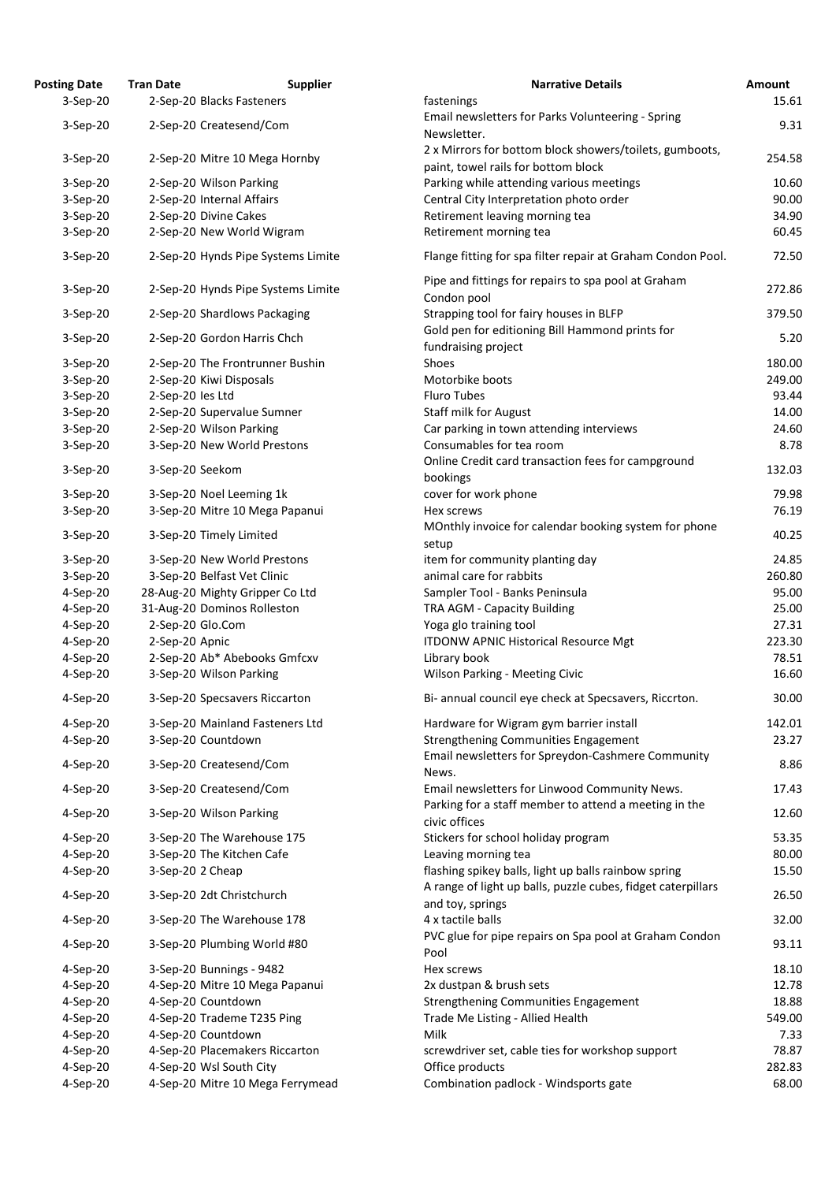| Posting Date | Tran Date | Supplier | Narrative Details | Amount |
|---|---|---|---|---|
| 3-Sep-20 | 2-Sep-20 | Blacks Fasteners | fastenings | 15.61 |
| 3-Sep-20 | 2-Sep-20 | Createsend/Com | Email newsletters for Parks Volunteering - Spring Newsletter. | 9.31 |
| 3-Sep-20 | 2-Sep-20 | Mitre 10 Mega Hornby | 2 x Mirrors for bottom block showers/toilets, gumboots, paint, towel rails for bottom block | 254.58 |
| 3-Sep-20 | 2-Sep-20 | Wilson Parking | Parking while attending various meetings | 10.60 |
| 3-Sep-20 | 2-Sep-20 | Internal Affairs | Central City Interpretation photo order | 90.00 |
| 3-Sep-20 | 2-Sep-20 | Divine Cakes | Retirement leaving morning tea | 34.90 |
| 3-Sep-20 | 2-Sep-20 | New World Wigram | Retirement morning tea | 60.45 |
| 3-Sep-20 | 2-Sep-20 | Hynds Pipe Systems Limite | Flange fitting for spa filter repair at Graham Condon Pool. | 72.50 |
| 3-Sep-20 | 2-Sep-20 | Hynds Pipe Systems Limite | Pipe and fittings for repairs to spa pool at Graham Condon pool | 272.86 |
| 3-Sep-20 | 2-Sep-20 | Shardlows Packaging | Strapping tool for fairy houses in BLFP | 379.50 |
| 3-Sep-20 | 2-Sep-20 | Gordon Harris Chch | Gold pen for editioning Bill Hammond prints for fundraising project | 5.20 |
| 3-Sep-20 | 2-Sep-20 | The Frontrunner Bushin | Shoes | 180.00 |
| 3-Sep-20 | 2-Sep-20 | Kiwi Disposals | Motorbike boots | 249.00 |
| 3-Sep-20 | 2-Sep-20 | Ies Ltd | Fluro Tubes | 93.44 |
| 3-Sep-20 | 2-Sep-20 | Supervalue Sumner | Staff milk for August | 14.00 |
| 3-Sep-20 | 2-Sep-20 | Wilson Parking | Car parking in town attending interviews | 24.60 |
| 3-Sep-20 | 3-Sep-20 | New World Prestons | Consumables for tea room | 8.78 |
| 3-Sep-20 | 3-Sep-20 | Seekom | Online Credit card transaction fees for campground bookings | 132.03 |
| 3-Sep-20 | 3-Sep-20 | Noel Leeming 1k | cover for work phone | 79.98 |
| 3-Sep-20 | 3-Sep-20 | Mitre 10 Mega Papanui | Hex screws | 76.19 |
| 3-Sep-20 | 3-Sep-20 | Timely Limited | MOnthly invoice for calendar booking system for phone setup | 40.25 |
| 3-Sep-20 | 3-Sep-20 | New World Prestons | item for community planting day | 24.85 |
| 3-Sep-20 | 3-Sep-20 | Belfast Vet Clinic | animal care for rabbits | 260.80 |
| 4-Sep-20 | 28-Aug-20 | Mighty Gripper Co Ltd | Sampler Tool - Banks Peninsula | 95.00 |
| 4-Sep-20 | 31-Aug-20 | Dominos Rolleston | TRA AGM - Capacity Building | 25.00 |
| 4-Sep-20 | 2-Sep-20 | Glo.Com | Yoga glo training tool | 27.31 |
| 4-Sep-20 | 2-Sep-20 | Apnic | ITDONW APNIC Historical Resource Mgt | 223.30 |
| 4-Sep-20 | 2-Sep-20 | Ab* Abebooks Gmfcxv | Library book | 78.51 |
| 4-Sep-20 | 3-Sep-20 | Wilson Parking | Wilson Parking - Meeting Civic | 16.60 |
| 4-Sep-20 | 3-Sep-20 | Specsavers Riccarton | Bi- annual council eye check at Specsavers, Riccrton. | 30.00 |
| 4-Sep-20 | 3-Sep-20 | Mainland Fasteners Ltd | Hardware for Wigram gym barrier install | 142.01 |
| 4-Sep-20 | 3-Sep-20 | Countdown | Strengthening Communities Engagement | 23.27 |
| 4-Sep-20 | 3-Sep-20 | Createsend/Com | Email newsletters for Spreydon-Cashmere Community News. | 8.86 |
| 4-Sep-20 | 3-Sep-20 | Createsend/Com | Email newsletters for Linwood Community News. | 17.43 |
| 4-Sep-20 | 3-Sep-20 | Wilson Parking | Parking for a staff member to attend a meeting in the civic offices | 12.60 |
| 4-Sep-20 | 3-Sep-20 | The Warehouse 175 | Stickers for school holiday program | 53.35 |
| 4-Sep-20 | 3-Sep-20 | The Kitchen Cafe | Leaving morning tea | 80.00 |
| 4-Sep-20 | 3-Sep-20 | 2 Cheap | flashing spikey balls, light up balls rainbow spring | 15.50 |
| 4-Sep-20 | 3-Sep-20 | 2dt Christchurch | A range of light up balls, puzzle cubes, fidget caterpillars and toy, springs | 26.50 |
| 4-Sep-20 | 3-Sep-20 | The Warehouse 178 | 4 x tactile balls | 32.00 |
| 4-Sep-20 | 3-Sep-20 | Plumbing World #80 | PVC glue for pipe repairs on Spa pool at Graham Condon Pool | 93.11 |
| 4-Sep-20 | 3-Sep-20 | Bunnings - 9482 | Hex screws | 18.10 |
| 4-Sep-20 | 4-Sep-20 | Mitre 10 Mega Papanui | 2x dustpan & brush sets | 12.78 |
| 4-Sep-20 | 4-Sep-20 | Countdown | Strengthening Communities Engagement | 18.88 |
| 4-Sep-20 | 4-Sep-20 | Trademe T235 Ping | Trade Me Listing - Allied Health | 549.00 |
| 4-Sep-20 | 4-Sep-20 | Countdown | Milk | 7.33 |
| 4-Sep-20 | 4-Sep-20 | Placemakers Riccarton | screwdriver set, cable ties for workshop support | 78.87 |
| 4-Sep-20 | 4-Sep-20 | Wsl South City | Office products | 282.83 |
| 4-Sep-20 | 4-Sep-20 | Mitre 10 Mega Ferrymead | Combination padlock - Windsports gate | 68.00 |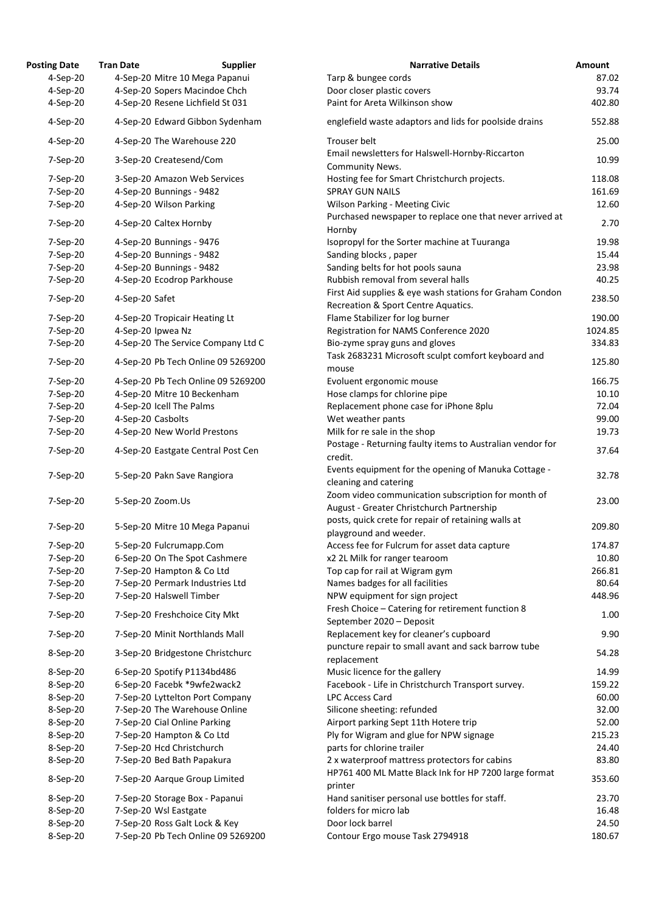| Posting Date | Tran Date | Supplier | Narrative Details | Amount |
|---|---|---|---|---|
| 4-Sep-20 | 4-Sep-20 | Mitre 10 Mega Papanui | Tarp & bungee cords | 87.02 |
| 4-Sep-20 | 4-Sep-20 | Sopers Macindoe Chch | Door closer plastic covers | 93.74 |
| 4-Sep-20 | 4-Sep-20 | Resene Lichfield St 031 | Paint for Areta Wilkinson show | 402.80 |
| 4-Sep-20 | 4-Sep-20 | Edward Gibbon Sydenham | englefield waste adaptors and lids for poolside drains | 552.88 |
| 4-Sep-20 | 4-Sep-20 | The Warehouse 220 | Trouser belt | 25.00 |
| 7-Sep-20 | 3-Sep-20 | Createsend/Com | Email newsletters for Halswell-Hornby-Riccarton Community News. | 10.99 |
| 7-Sep-20 | 3-Sep-20 | Amazon Web Services | Hosting fee for Smart Christchurch projects. | 118.08 |
| 7-Sep-20 | 4-Sep-20 | Bunnings - 9482 | SPRAY GUN NAILS | 161.69 |
| 7-Sep-20 | 4-Sep-20 | Wilson Parking | Wilson Parking - Meeting Civic | 12.60 |
| 7-Sep-20 | 4-Sep-20 | Caltex Hornby | Purchased newspaper to replace one that never arrived at Hornby | 2.70 |
| 7-Sep-20 | 4-Sep-20 | Bunnings - 9476 | Isopropyl for the Sorter machine at Tuuranga | 19.98 |
| 7-Sep-20 | 4-Sep-20 | Bunnings - 9482 | Sanding blocks , paper | 15.44 |
| 7-Sep-20 | 4-Sep-20 | Bunnings - 9482 | Sanding belts for hot pools sauna | 23.98 |
| 7-Sep-20 | 4-Sep-20 | Ecodrop Parkhouse | Rubbish removal from several halls | 40.25 |
| 7-Sep-20 | 4-Sep-20 | Safet | First Aid supplies & eye wash stations for Graham Condon Recreation & Sport Centre Aquatics. | 238.50 |
| 7-Sep-20 | 4-Sep-20 | Tropicair Heating Lt | Flame Stabilizer for log burner | 190.00 |
| 7-Sep-20 | 4-Sep-20 | Ipwea Nz | Registration for NAMS Conference 2020 | 1024.85 |
| 7-Sep-20 | 4-Sep-20 | The Service Company Ltd C | Bio-zyme spray guns and gloves | 334.83 |
| 7-Sep-20 | 4-Sep-20 | Pb Tech Online 09 5269200 | Task 2683231 Microsoft sculpt comfort keyboard and mouse | 125.80 |
| 7-Sep-20 | 4-Sep-20 | Pb Tech Online 09 5269200 | Evoluent ergonomic mouse | 166.75 |
| 7-Sep-20 | 4-Sep-20 | Mitre 10 Beckenham | Hose clamps for chlorine pipe | 10.10 |
| 7-Sep-20 | 4-Sep-20 | Icell The Palms | Replacement phone case for iPhone 8plu | 72.04 |
| 7-Sep-20 | 4-Sep-20 | Casbolts | Wet weather pants | 99.00 |
| 7-Sep-20 | 4-Sep-20 | New World Prestons | Milk for re sale in the shop | 19.73 |
| 7-Sep-20 | 4-Sep-20 | Eastgate Central Post Cen | Postage - Returning faulty items to Australian vendor for credit. | 37.64 |
| 7-Sep-20 | 5-Sep-20 | Pakn Save Rangiora | Events equipment for the opening of Manuka Cottage - cleaning and catering | 32.78 |
| 7-Sep-20 | 5-Sep-20 | Zoom.Us | Zoom video communication subscription for month of August - Greater Christchurch Partnership | 23.00 |
| 7-Sep-20 | 5-Sep-20 | Mitre 10 Mega Papanui | posts, quick crete for repair of retaining walls at playground and weeder. | 209.80 |
| 7-Sep-20 | 5-Sep-20 | Fulcrumapp.Com | Access fee for Fulcrum for asset data capture | 174.87 |
| 7-Sep-20 | 6-Sep-20 | On The Spot Cashmere | x2 2L Milk for ranger tearoom | 10.80 |
| 7-Sep-20 | 7-Sep-20 | Hampton & Co Ltd | Top cap for rail at Wigram gym | 266.81 |
| 7-Sep-20 | 7-Sep-20 | Permark Industries Ltd | Names badges for all facilities | 80.64 |
| 7-Sep-20 | 7-Sep-20 | Halswell Timber | NPW equipment for sign project | 448.96 |
| 7-Sep-20 | 7-Sep-20 | Freshchoice City Mkt | Fresh Choice – Catering for retirement function 8 September 2020 – Deposit | 1.00 |
| 7-Sep-20 | 7-Sep-20 | Minit Northlands Mall | Replacement key for cleaner's cupboard | 9.90 |
| 8-Sep-20 | 3-Sep-20 | Bridgestone Christchurc | puncture repair to small avant and sack barrow tube replacement | 54.28 |
| 8-Sep-20 | 6-Sep-20 | Spotify P1134bd486 | Music licence for the gallery | 14.99 |
| 8-Sep-20 | 6-Sep-20 | Facebk *9wfe2wack2 | Facebook - Life in Christchurch Transport survey. | 159.22 |
| 8-Sep-20 | 7-Sep-20 | Lyttelton Port Company | LPC Access Card | 60.00 |
| 8-Sep-20 | 7-Sep-20 | The Warehouse Online | Silicone sheeting: refunded | 32.00 |
| 8-Sep-20 | 7-Sep-20 | Cial Online Parking | Airport parking Sept 11th Hotere trip | 52.00 |
| 8-Sep-20 | 7-Sep-20 | Hampton & Co Ltd | Ply for Wigram and glue for NPW signage | 215.23 |
| 8-Sep-20 | 7-Sep-20 | Hcd Christchurch | parts for chlorine trailer | 24.40 |
| 8-Sep-20 | 7-Sep-20 | Bed Bath Papakura | 2 x waterproof mattress protectors for cabins | 83.80 |
| 8-Sep-20 | 7-Sep-20 | Aarque Group Limited | HP761 400 ML Matte Black Ink for HP 7200 large format printer | 353.60 |
| 8-Sep-20 | 7-Sep-20 | Storage Box - Papanui | Hand sanitiser personal use bottles for staff. | 23.70 |
| 8-Sep-20 | 7-Sep-20 | Wsl Eastgate | folders for micro lab | 16.48 |
| 8-Sep-20 | 7-Sep-20 | Ross Galt Lock & Key | Door lock barrel | 24.50 |
| 8-Sep-20 | 7-Sep-20 | Pb Tech Online 09 5269200 | Contour Ergo mouse Task 2794918 | 180.67 |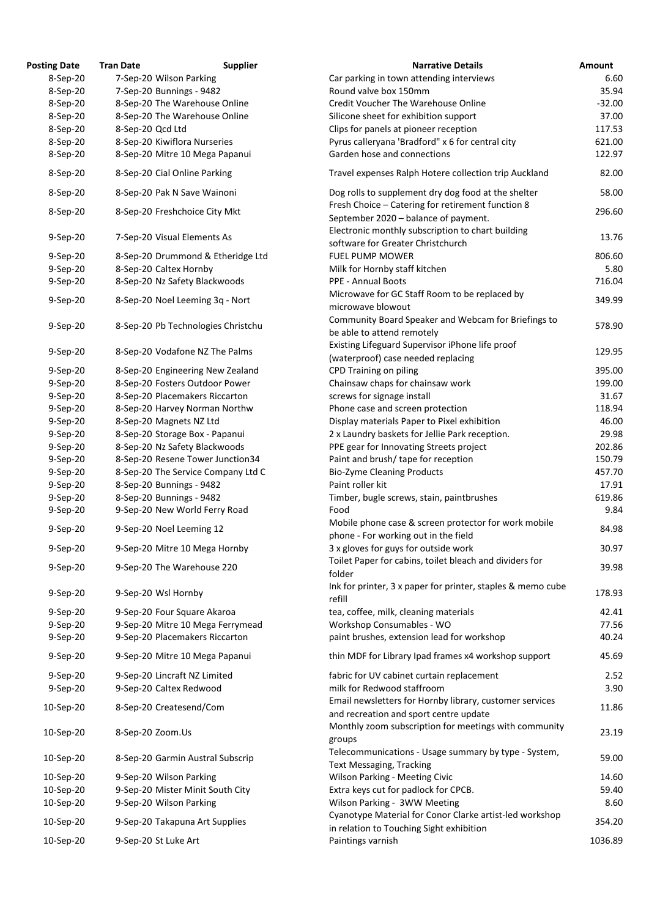| Posting Date | Tran Date | Supplier | Narrative Details | Amount |
|---|---|---|---|---|
| 8-Sep-20 | 7-Sep-20 | Wilson Parking | Car parking in town attending interviews | 6.60 |
| 8-Sep-20 | 7-Sep-20 | Bunnings - 9482 | Round valve box 150mm | 35.94 |
| 8-Sep-20 | 8-Sep-20 | The Warehouse Online | Credit Voucher The Warehouse Online | -32.00 |
| 8-Sep-20 | 8-Sep-20 | The Warehouse Online | Silicone sheet for exhibition support | 37.00 |
| 8-Sep-20 | 8-Sep-20 | Qcd Ltd | Clips for panels at pioneer reception | 117.53 |
| 8-Sep-20 | 8-Sep-20 | Kiwiflora Nurseries | Pyrus calleryana 'Bradford" x 6 for central city | 621.00 |
| 8-Sep-20 | 8-Sep-20 | Mitre 10 Mega Papanui | Garden hose and connections | 122.97 |
| 8-Sep-20 | 8-Sep-20 | Cial Online Parking | Travel expenses Ralph Hotere collection trip Auckland | 82.00 |
| 8-Sep-20 | 8-Sep-20 | Pak N Save Wainoni | Dog rolls to supplement dry dog food at the shelter | 58.00 |
| 8-Sep-20 | 8-Sep-20 | Freshchoice City Mkt | Fresh Choice – Catering for retirement function 8 September 2020 – balance of payment. | 296.60 |
| 9-Sep-20 | 7-Sep-20 | Visual Elements As | Electronic monthly subscription to chart building software for Greater Christchurch | 13.76 |
| 9-Sep-20 | 8-Sep-20 | Drummond & Etheridge Ltd | FUEL PUMP MOWER | 806.60 |
| 9-Sep-20 | 8-Sep-20 | Caltex Hornby | Milk for Hornby staff kitchen | 5.80 |
| 9-Sep-20 | 8-Sep-20 | Nz Safety Blackwoods | PPE - Annual Boots | 716.04 |
| 9-Sep-20 | 8-Sep-20 | Noel Leeming 3q - Nort | Microwave for GC Staff Room to be replaced by microwave blowout | 349.99 |
| 9-Sep-20 | 8-Sep-20 | Pb Technologies Christchu | Community Board Speaker and Webcam for Briefings to be able to attend remotely | 578.90 |
| 9-Sep-20 | 8-Sep-20 | Vodafone NZ The Palms | Existing Lifeguard Supervisor iPhone life proof (waterproof) case needed replacing | 129.95 |
| 9-Sep-20 | 8-Sep-20 | Engineering New Zealand | CPD Training on piling | 395.00 |
| 9-Sep-20 | 8-Sep-20 | Fosters Outdoor Power | Chainsaw chaps for chainsaw work | 199.00 |
| 9-Sep-20 | 8-Sep-20 | Placemakers Riccarton | screws for signage install | 31.67 |
| 9-Sep-20 | 8-Sep-20 | Harvey Norman Northw | Phone case and screen protection | 118.94 |
| 9-Sep-20 | 8-Sep-20 | Magnets NZ Ltd | Display materials Paper to Pixel exhibition | 46.00 |
| 9-Sep-20 | 8-Sep-20 | Storage Box - Papanui | 2 x Laundry baskets for Jellie Park reception. | 29.98 |
| 9-Sep-20 | 8-Sep-20 | Nz Safety Blackwoods | PPE gear for Innovating Streets project | 202.86 |
| 9-Sep-20 | 8-Sep-20 | Resene Tower Junction34 | Paint and brush/ tape for reception | 150.79 |
| 9-Sep-20 | 8-Sep-20 | The Service Company Ltd C | Bio-Zyme Cleaning Products | 457.70 |
| 9-Sep-20 | 8-Sep-20 | Bunnings - 9482 | Paint roller kit | 17.91 |
| 9-Sep-20 | 8-Sep-20 | Bunnings - 9482 | Timber, bugle screws, stain, paintbrushes | 619.86 |
| 9-Sep-20 | 9-Sep-20 | New World Ferry Road | Food | 9.84 |
| 9-Sep-20 | 9-Sep-20 | Noel Leeming 12 | Mobile phone case & screen protector for work mobile phone - For working out in the field | 84.98 |
| 9-Sep-20 | 9-Sep-20 | Mitre 10 Mega Hornby | 3 x gloves for guys for outside work | 30.97 |
| 9-Sep-20 | 9-Sep-20 | The Warehouse 220 | Toilet Paper for cabins, toilet bleach and dividers for folder | 39.98 |
| 9-Sep-20 | 9-Sep-20 | Wsl Hornby | Ink for printer, 3 x paper for printer, staples & memo cube refill | 178.93 |
| 9-Sep-20 | 9-Sep-20 | Four Square Akaroa | tea, coffee, milk, cleaning materials | 42.41 |
| 9-Sep-20 | 9-Sep-20 | Mitre 10 Mega Ferrymead | Workshop Consumables - WO | 77.56 |
| 9-Sep-20 | 9-Sep-20 | Placemakers Riccarton | paint brushes, extension lead for workshop | 40.24 |
| 9-Sep-20 | 9-Sep-20 | Mitre 10 Mega Papanui | thin MDF for Library Ipad frames x4 workshop support | 45.69 |
| 9-Sep-20 | 9-Sep-20 | Lincraft NZ Limited | fabric for UV cabinet curtain replacement | 2.52 |
| 9-Sep-20 | 9-Sep-20 | Caltex Redwood | milk for Redwood staffroom | 3.90 |
| 10-Sep-20 | 8-Sep-20 | Createsend/Com | Email newsletters for Hornby library, customer services and recreation and sport centre update | 11.86 |
| 10-Sep-20 | 8-Sep-20 | Zoom.Us | Monthly zoom subscription for meetings with community groups | 23.19 |
| 10-Sep-20 | 8-Sep-20 | Garmin Austral Subscrip | Telecommunications - Usage summary by type - System, Text Messaging, Tracking | 59.00 |
| 10-Sep-20 | 9-Sep-20 | Wilson Parking | Wilson Parking - Meeting Civic | 14.60 |
| 10-Sep-20 | 9-Sep-20 | Mister Minit South City | Extra keys cut for padlock for CPCB. | 59.40 |
| 10-Sep-20 | 9-Sep-20 | Wilson Parking | Wilson Parking - 3WW Meeting | 8.60 |
| 10-Sep-20 | 9-Sep-20 | Takapuna Art Supplies | Cyanotype Material for Conor Clarke artist-led workshop in relation to Touching Sight exhibition | 354.20 |
| 10-Sep-20 | 9-Sep-20 | St Luke Art | Paintings varnish | 1036.89 |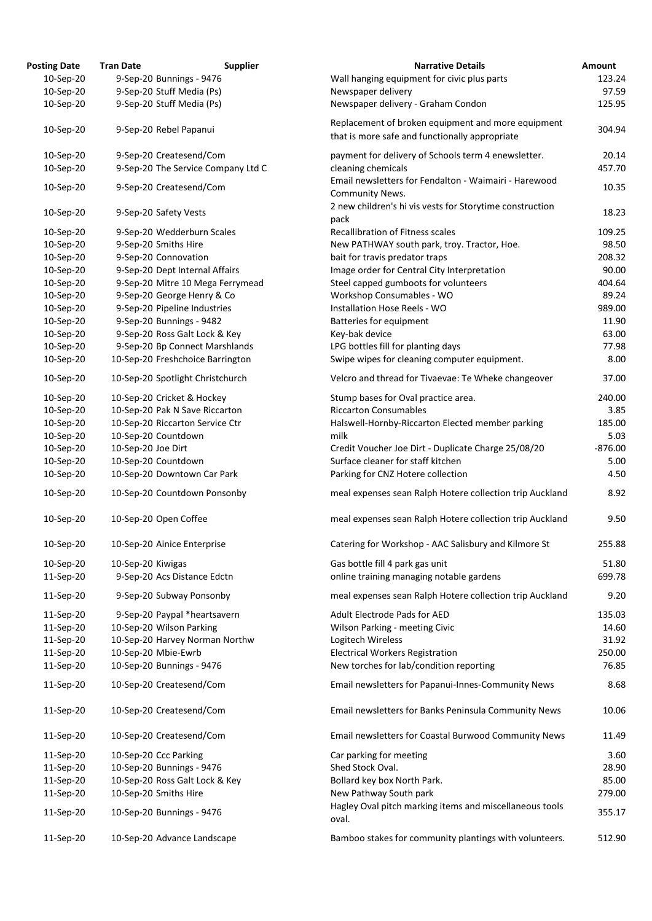| Posting Date | Tran Date | Supplier | Narrative Details | Amount |
|---|---|---|---|---|
| 10-Sep-20 | 9-Sep-20 | Bunnings - 9476 | Wall hanging equipment for civic plus parts | 123.24 |
| 10-Sep-20 | 9-Sep-20 | Stuff Media (Ps) | Newspaper delivery | 97.59 |
| 10-Sep-20 | 9-Sep-20 | Stuff Media (Ps) | Newspaper delivery - Graham Condon | 125.95 |
| 10-Sep-20 | 9-Sep-20 | Rebel Papanui | Replacement of broken equipment and more equipment that is more safe and functionally appropriate | 304.94 |
| 10-Sep-20 | 9-Sep-20 | Createsend/Com | payment for delivery of Schools term 4 enewsletter. | 20.14 |
| 10-Sep-20 | 9-Sep-20 | The Service Company Ltd C | cleaning chemicals | 457.70 |
| 10-Sep-20 | 9-Sep-20 | Createsend/Com | Email newsletters for Fendalton - Waimairi - Harewood Community News. | 10.35 |
| 10-Sep-20 | 9-Sep-20 | Safety Vests | 2 new children's hi vis vests for Storytime construction pack | 18.23 |
| 10-Sep-20 | 9-Sep-20 | Wedderburn Scales | Recallibration of Fitness scales | 109.25 |
| 10-Sep-20 | 9-Sep-20 | Smiths Hire | New PATHWAY south park, troy. Tractor, Hoe. | 98.50 |
| 10-Sep-20 | 9-Sep-20 | Connovation | bait for travis predator traps | 208.32 |
| 10-Sep-20 | 9-Sep-20 | Dept Internal Affairs | Image order for Central City Interpretation | 90.00 |
| 10-Sep-20 | 9-Sep-20 | Mitre 10 Mega Ferrymead | Steel capped gumboots for volunteers | 404.64 |
| 10-Sep-20 | 9-Sep-20 | George Henry & Co | Workshop Consumables - WO | 89.24 |
| 10-Sep-20 | 9-Sep-20 | Pipeline Industries | Installation Hose Reels - WO | 989.00 |
| 10-Sep-20 | 9-Sep-20 | Bunnings - 9482 | Batteries for equipment | 11.90 |
| 10-Sep-20 | 9-Sep-20 | Ross Galt Lock & Key | Key-bak device | 63.00 |
| 10-Sep-20 | 9-Sep-20 | Bp Connect Marshlands | LPG bottles fill for planting days | 77.98 |
| 10-Sep-20 | 10-Sep-20 | Freshchoice Barrington | Swipe wipes for cleaning computer equipment. | 8.00 |
| 10-Sep-20 | 10-Sep-20 | Spotlight Christchurch | Velcro and thread for Tivaevae: Te Wheke changeover | 37.00 |
| 10-Sep-20 | 10-Sep-20 | Cricket & Hockey | Stump bases for Oval practice area. | 240.00 |
| 10-Sep-20 | 10-Sep-20 | Pak N Save Riccarton | Riccarton Consumables | 3.85 |
| 10-Sep-20 | 10-Sep-20 | Riccarton Service Ctr | Halswell-Hornby-Riccarton Elected member parking | 185.00 |
| 10-Sep-20 | 10-Sep-20 | Countdown | milk | 5.03 |
| 10-Sep-20 | 10-Sep-20 | Joe Dirt | Credit Voucher Joe Dirt - Duplicate Charge 25/08/20 | -876.00 |
| 10-Sep-20 | 10-Sep-20 | Countdown | Surface cleaner for staff kitchen | 5.00 |
| 10-Sep-20 | 10-Sep-20 | Downtown Car Park | Parking for CNZ Hotere collection | 4.50 |
| 10-Sep-20 | 10-Sep-20 | Countdown Ponsonby | meal expenses sean Ralph Hotere collection trip Auckland | 8.92 |
| 10-Sep-20 | 10-Sep-20 | Open Coffee | meal expenses sean Ralph Hotere collection trip Auckland | 9.50 |
| 10-Sep-20 | 10-Sep-20 | Ainice Enterprise | Catering for Workshop - AAC Salisbury and Kilmore St | 255.88 |
| 10-Sep-20 | 10-Sep-20 | Kiwigas | Gas bottle fill 4 park gas unit | 51.80 |
| 11-Sep-20 | 9-Sep-20 | Acs Distance Edctn | online training managing notable gardens | 699.78 |
| 11-Sep-20 | 9-Sep-20 | Subway Ponsonby | meal expenses sean Ralph Hotere collection trip Auckland | 9.20 |
| 11-Sep-20 | 9-Sep-20 | Paypal *heartsavern | Adult Electrode Pads for AED | 135.03 |
| 11-Sep-20 | 10-Sep-20 | Wilson Parking | Wilson Parking - meeting Civic | 14.60 |
| 11-Sep-20 | 10-Sep-20 | Harvey Norman Northw | Logitech Wireless | 31.92 |
| 11-Sep-20 | 10-Sep-20 | Mbie-Ewrb | Electrical Workers Registration | 250.00 |
| 11-Sep-20 | 10-Sep-20 | Bunnings - 9476 | New torches for lab/condition reporting | 76.85 |
| 11-Sep-20 | 10-Sep-20 | Createsend/Com | Email newsletters for Papanui-Innes-Community News | 8.68 |
| 11-Sep-20 | 10-Sep-20 | Createsend/Com | Email newsletters for Banks Peninsula Community News | 10.06 |
| 11-Sep-20 | 10-Sep-20 | Createsend/Com | Email newsletters for Coastal Burwood Community News | 11.49 |
| 11-Sep-20 | 10-Sep-20 | Ccc Parking | Car parking for meeting | 3.60 |
| 11-Sep-20 | 10-Sep-20 | Bunnings - 9476 | Shed Stock Oval. | 28.90 |
| 11-Sep-20 | 10-Sep-20 | Ross Galt Lock & Key | Bollard key box North Park. | 85.00 |
| 11-Sep-20 | 10-Sep-20 | Smiths Hire | New Pathway South park | 279.00 |
| 11-Sep-20 | 10-Sep-20 | Bunnings - 9476 | Hagley Oval pitch marking items and miscellaneous tools oval. | 355.17 |
| 11-Sep-20 | 10-Sep-20 | Advance Landscape | Bamboo stakes for community plantings with volunteers. | 512.90 |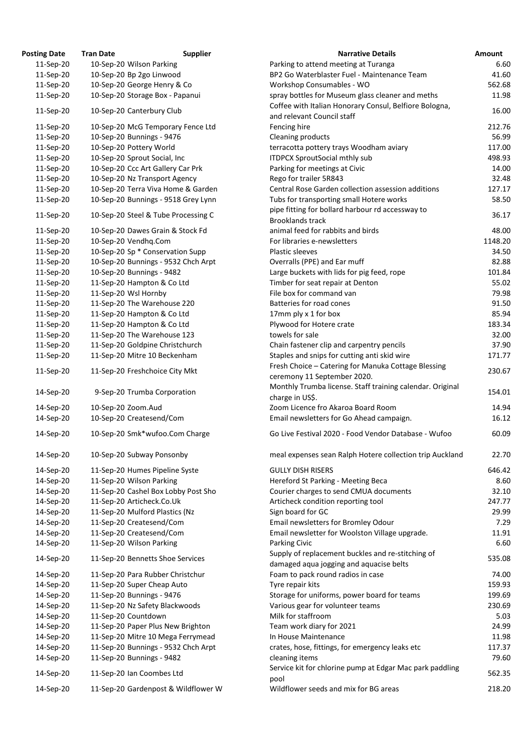| Posting Date | Tran Date | Supplier | Narrative Details | Amount |
|---|---|---|---|---|
| 11-Sep-20 | 10-Sep-20 | Wilson Parking | Parking to attend meeting at Turanga | 6.60 |
| 11-Sep-20 | 10-Sep-20 | Bp 2go Linwood | BP2 Go Waterblaster Fuel - Maintenance Team | 41.60 |
| 11-Sep-20 | 10-Sep-20 | George Henry & Co | Workshop Consumables - WO | 562.68 |
| 11-Sep-20 | 10-Sep-20 | Storage Box - Papanui | spray bottles for Museum glass cleaner and meths | 11.98 |
| 11-Sep-20 | 10-Sep-20 | Canterbury Club | Coffee with Italian Honorary Consul, Belfiore Bologna, and relevant Council staff | 16.00 |
| 11-Sep-20 | 10-Sep-20 | McG Temporary Fence Ltd | Fencing hire | 212.76 |
| 11-Sep-20 | 10-Sep-20 | Bunnings - 9476 | Cleaning products | 56.99 |
| 11-Sep-20 | 10-Sep-20 | Pottery World | terracotta pottery trays Woodham aviary | 117.00 |
| 11-Sep-20 | 10-Sep-20 | Sprout Social, Inc | ITDPCX SproutSocial mthly sub | 498.93 |
| 11-Sep-20 | 10-Sep-20 | Ccc Art Gallery Car Prk | Parking for meetings at Civic | 14.00 |
| 11-Sep-20 | 10-Sep-20 | Nz Transport Agency | Rego for trailer 5R843 | 32.48 |
| 11-Sep-20 | 10-Sep-20 | Terra Viva Home & Garden | Central Rose Garden collection assession additions | 127.17 |
| 11-Sep-20 | 10-Sep-20 | Bunnings - 9518 Grey Lynn | Tubs for transporting small Hotere works | 58.50 |
| 11-Sep-20 | 10-Sep-20 | Steel & Tube Processing C | pipe fitting for bollard harbour rd accessway to Brooklands track | 36.17 |
| 11-Sep-20 | 10-Sep-20 | Dawes Grain & Stock Fd | animal feed for rabbits and birds | 48.00 |
| 11-Sep-20 | 10-Sep-20 | Vendhq.Com | For libraries e-newsletters | 1148.20 |
| 11-Sep-20 | 10-Sep-20 | Sp * Conservation Supp | Plastic sleeves | 34.50 |
| 11-Sep-20 | 10-Sep-20 | Bunnings - 9532 Chch Arpt | Overalls (PPE) and Ear muff | 82.88 |
| 11-Sep-20 | 10-Sep-20 | Bunnings - 9482 | Large buckets with lids for pig feed, rope | 101.84 |
| 11-Sep-20 | 11-Sep-20 | Hampton & Co Ltd | Timber for seat repair at Denton | 55.02 |
| 11-Sep-20 | 11-Sep-20 | Wsl Hornby | File box for command van | 79.98 |
| 11-Sep-20 | 11-Sep-20 | The Warehouse 220 | Batteries for road cones | 91.50 |
| 11-Sep-20 | 11-Sep-20 | Hampton & Co Ltd | 17mm ply x 1 for box | 85.94 |
| 11-Sep-20 | 11-Sep-20 | Hampton & Co Ltd | Plywood for Hotere crate | 183.34 |
| 11-Sep-20 | 11-Sep-20 | The Warehouse 123 | towels for sale | 32.00 |
| 11-Sep-20 | 11-Sep-20 | Goldpine Christchurch | Chain fastener clip and carpentry pencils | 37.90 |
| 11-Sep-20 | 11-Sep-20 | Mitre 10 Beckenham | Staples and snips for cutting anti skid wire | 171.77 |
| 11-Sep-20 | 11-Sep-20 | Freshchoice City Mkt | Fresh Choice – Catering for Manuka Cottage Blessing ceremony 11 September 2020. | 230.67 |
| 14-Sep-20 | 9-Sep-20 | Trumba Corporation | Monthly Trumba license. Staff training calendar. Original charge in US$. | 154.01 |
| 14-Sep-20 | 10-Sep-20 | Zoom.Aud | Zoom Licence fro Akaroa Board Room | 14.94 |
| 14-Sep-20 | 10-Sep-20 | Createsend/Com | Email newsletters for Go Ahead campaign. | 16.12 |
| 14-Sep-20 | 10-Sep-20 | Smk*wufoo.Com Charge | Go Live Festival 2020 - Food Vendor Database - Wufoo | 60.09 |
| 14-Sep-20 | 10-Sep-20 | Subway Ponsonby | meal expenses sean Ralph Hotere collection trip Auckland | 22.70 |
| 14-Sep-20 | 11-Sep-20 | Humes Pipeline Syste | GULLY DISH RISERS | 646.42 |
| 14-Sep-20 | 11-Sep-20 | Wilson Parking | Hereford St Parking - Meeting Beca | 8.60 |
| 14-Sep-20 | 11-Sep-20 | Cashel Box Lobby Post Sho | Courier charges to send CMUA documents | 32.10 |
| 14-Sep-20 | 11-Sep-20 | Articheck.Co.Uk | Articheck condition reporting tool | 247.77 |
| 14-Sep-20 | 11-Sep-20 | Mulford Plastics (Nz | Sign board for GC | 29.99 |
| 14-Sep-20 | 11-Sep-20 | Createsend/Com | Email newsletters for Bromley Odour | 7.29 |
| 14-Sep-20 | 11-Sep-20 | Createsend/Com | Email newsletter for Woolston Village upgrade. | 11.91 |
| 14-Sep-20 | 11-Sep-20 | Wilson Parking | Parking Civic | 6.60 |
| 14-Sep-20 | 11-Sep-20 | Bennetts Shoe Services | Supply of replacement buckles and re-stitching of damaged aqua jogging and aquacise belts | 535.08 |
| 14-Sep-20 | 11-Sep-20 | Para Rubber Christchur | Foam to pack round radios in case | 74.00 |
| 14-Sep-20 | 11-Sep-20 | Super Cheap Auto | Tyre repair kits | 159.93 |
| 14-Sep-20 | 11-Sep-20 | Bunnings - 9476 | Storage for uniforms, power board for teams | 199.69 |
| 14-Sep-20 | 11-Sep-20 | Nz Safety Blackwoods | Various gear for volunteer teams | 230.69 |
| 14-Sep-20 | 11-Sep-20 | Countdown | Milk for staffroom | 5.03 |
| 14-Sep-20 | 11-Sep-20 | Paper Plus New Brighton | Team work diary for 2021 | 24.99 |
| 14-Sep-20 | 11-Sep-20 | Mitre 10 Mega Ferrymead | In House Maintenance | 11.98 |
| 14-Sep-20 | 11-Sep-20 | Bunnings - 9532 Chch Arpt | crates, hose, fittings, for emergency leaks etc | 117.37 |
| 14-Sep-20 | 11-Sep-20 | Bunnings - 9482 | cleaning items | 79.60 |
| 14-Sep-20 | 11-Sep-20 | Ian Coombes Ltd | Service kit for chlorine pump at Edgar Mac park paddling pool | 562.35 |
| 14-Sep-20 | 11-Sep-20 | Gardenpost & Wildflower W | Wildflower seeds and mix for BG areas | 218.20 |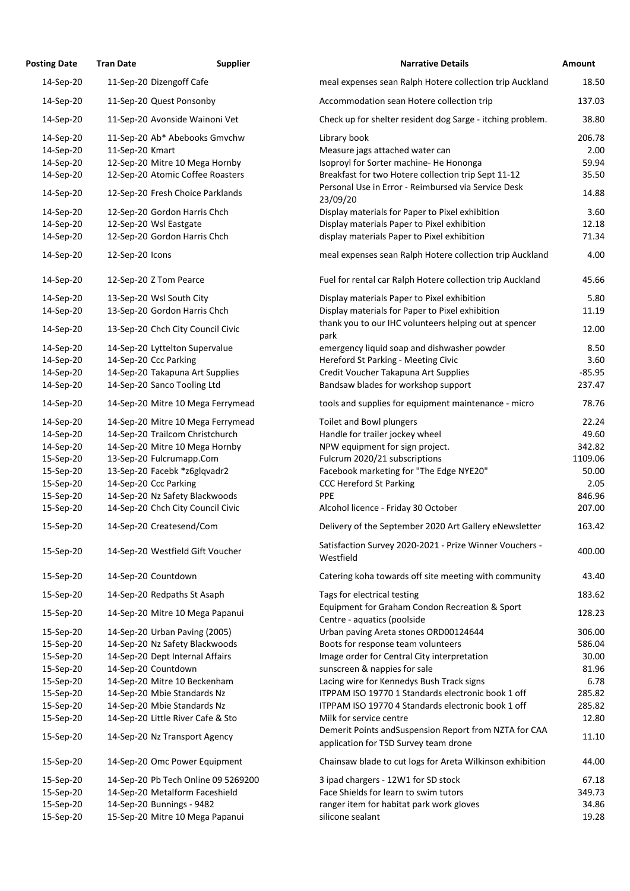| Posting Date | Tran Date | Supplier | Narrative Details | Amount |
|---|---|---|---|---|
| 14-Sep-20 | 11-Sep-20 | Dizengoff Cafe | meal expenses sean Ralph Hotere collection trip Auckland | 18.50 |
| 14-Sep-20 | 11-Sep-20 | Quest Ponsonby | Accommodation sean Hotere collection trip | 137.03 |
| 14-Sep-20 | 11-Sep-20 | Avonside Wainoni Vet | Check up for shelter resident dog Sarge - itching problem. | 38.80 |
| 14-Sep-20 | 11-Sep-20 | Ab* Abebooks Gmvchw | Library book | 206.78 |
| 14-Sep-20 | 11-Sep-20 | Kmart | Measure jags attached water can | 2.00 |
| 14-Sep-20 | 12-Sep-20 | Mitre 10 Mega Hornby | Isoproyl for Sorter machine- He Hononga | 59.94 |
| 14-Sep-20 | 12-Sep-20 | Atomic Coffee Roasters | Breakfast for two Hotere collection trip Sept 11-12 | 35.50 |
| 14-Sep-20 | 12-Sep-20 | Fresh Choice Parklands | Personal Use in Error - Reimbursed via Service Desk 23/09/20 | 14.88 |
| 14-Sep-20 | 12-Sep-20 | Gordon Harris Chch | Display materials for Paper to Pixel exhibition | 3.60 |
| 14-Sep-20 | 12-Sep-20 | Wsl Eastgate | Display materials Paper to Pixel exhibition | 12.18 |
| 14-Sep-20 | 12-Sep-20 | Gordon Harris Chch | display materials Paper to Pixel exhibition | 71.34 |
| 14-Sep-20 | 12-Sep-20 | Icons | meal expenses sean Ralph Hotere collection trip Auckland | 4.00 |
| 14-Sep-20 | 12-Sep-20 | Z Tom Pearce | Fuel for rental car Ralph Hotere collection trip Auckland | 45.66 |
| 14-Sep-20 | 13-Sep-20 | Wsl South City | Display materials Paper to Pixel exhibition | 5.80 |
| 14-Sep-20 | 13-Sep-20 | Gordon Harris Chch | Display materials for Paper to Pixel exhibition | 11.19 |
| 14-Sep-20 | 13-Sep-20 | Chch City Council Civic | thank you to our IHC volunteers helping out at spencer park | 12.00 |
| 14-Sep-20 | 14-Sep-20 | Lyttelton Supervalue | emergency liquid soap and dishwasher powder | 8.50 |
| 14-Sep-20 | 14-Sep-20 | Ccc Parking | Hereford St Parking - Meeting Civic | 3.60 |
| 14-Sep-20 | 14-Sep-20 | Takapuna Art Supplies | Credit Voucher Takapuna Art Supplies | -85.95 |
| 14-Sep-20 | 14-Sep-20 | Sanco Tooling Ltd | Bandsaw blades for workshop support | 237.47 |
| 14-Sep-20 | 14-Sep-20 | Mitre 10 Mega Ferrymead | tools and supplies for equipment maintenance - micro | 78.76 |
| 14-Sep-20 | 14-Sep-20 | Mitre 10 Mega Ferrymead | Toilet and Bowl plungers | 22.24 |
| 14-Sep-20 | 14-Sep-20 | Trailcom Christchurch | Handle for trailer jockey wheel | 49.60 |
| 14-Sep-20 | 14-Sep-20 | Mitre 10 Mega Hornby | NPW equipment for sign project. | 342.82 |
| 15-Sep-20 | 13-Sep-20 | Fulcrumapp.Com | Fulcrum 2020/21 subscriptions | 1109.06 |
| 15-Sep-20 | 13-Sep-20 | Facebk *z6glqvadr2 | Facebook marketing for "The Edge NYE20" | 50.00 |
| 15-Sep-20 | 14-Sep-20 | Ccc Parking | CCC Hereford St Parking | 2.05 |
| 15-Sep-20 | 14-Sep-20 | Nz Safety Blackwoods | PPE | 846.96 |
| 15-Sep-20 | 14-Sep-20 | Chch City Council Civic | Alcohol licence - Friday 30 October | 207.00 |
| 15-Sep-20 | 14-Sep-20 | Createsend/Com | Delivery of the September 2020 Art Gallery eNewsletter | 163.42 |
| 15-Sep-20 | 14-Sep-20 | Westfield Gift Voucher | Satisfaction Survey 2020-2021 - Prize Winner Vouchers - Westfield | 400.00 |
| 15-Sep-20 | 14-Sep-20 | Countdown | Catering koha towards off site meeting with community | 43.40 |
| 15-Sep-20 | 14-Sep-20 | Redpaths St Asaph | Tags for electrical testing | 183.62 |
| 15-Sep-20 | 14-Sep-20 | Mitre 10 Mega Papanui | Equipment for Graham Condon Recreation & Sport Centre - aquatics (poolside | 128.23 |
| 15-Sep-20 | 14-Sep-20 | Urban Paving (2005) | Urban paving Areta stones ORD00124644 | 306.00 |
| 15-Sep-20 | 14-Sep-20 | Nz Safety Blackwoods | Boots for response team volunteers | 586.04 |
| 15-Sep-20 | 14-Sep-20 | Dept Internal Affairs | Image order for Central City interpretation | 30.00 |
| 15-Sep-20 | 14-Sep-20 | Countdown | sunscreen & nappies for sale | 81.96 |
| 15-Sep-20 | 14-Sep-20 | Mitre 10 Beckenham | Lacing wire for Kennedys Bush Track signs | 6.78 |
| 15-Sep-20 | 14-Sep-20 | Mbie Standards Nz | ITPPAM ISO 19770 1 Standards electronic book 1 off | 285.82 |
| 15-Sep-20 | 14-Sep-20 | Mbie Standards Nz | ITPPAM ISO 19770 4 Standards electronic book 1 off | 285.82 |
| 15-Sep-20 | 14-Sep-20 | Little River Cafe & Sto | Milk for service centre | 12.80 |
| 15-Sep-20 | 14-Sep-20 | Nz Transport Agency | Demerit Points andSuspension Report from NZTA for CAA application for TSD Survey team drone | 11.10 |
| 15-Sep-20 | 14-Sep-20 | Omc Power Equipment | Chainsaw blade to cut logs for Areta Wilkinson exhibition | 44.00 |
| 15-Sep-20 | 14-Sep-20 | Pb Tech Online 09 5269200 | 3 ipad chargers - 12W1 for SD stock | 67.18 |
| 15-Sep-20 | 14-Sep-20 | Metalform Faceshield | Face Shields for learn to swim tutors | 349.73 |
| 15-Sep-20 | 14-Sep-20 | Bunnings - 9482 | ranger item for habitat park work gloves | 34.86 |
| 15-Sep-20 | 15-Sep-20 | Mitre 10 Mega Papanui | silicone sealant | 19.28 |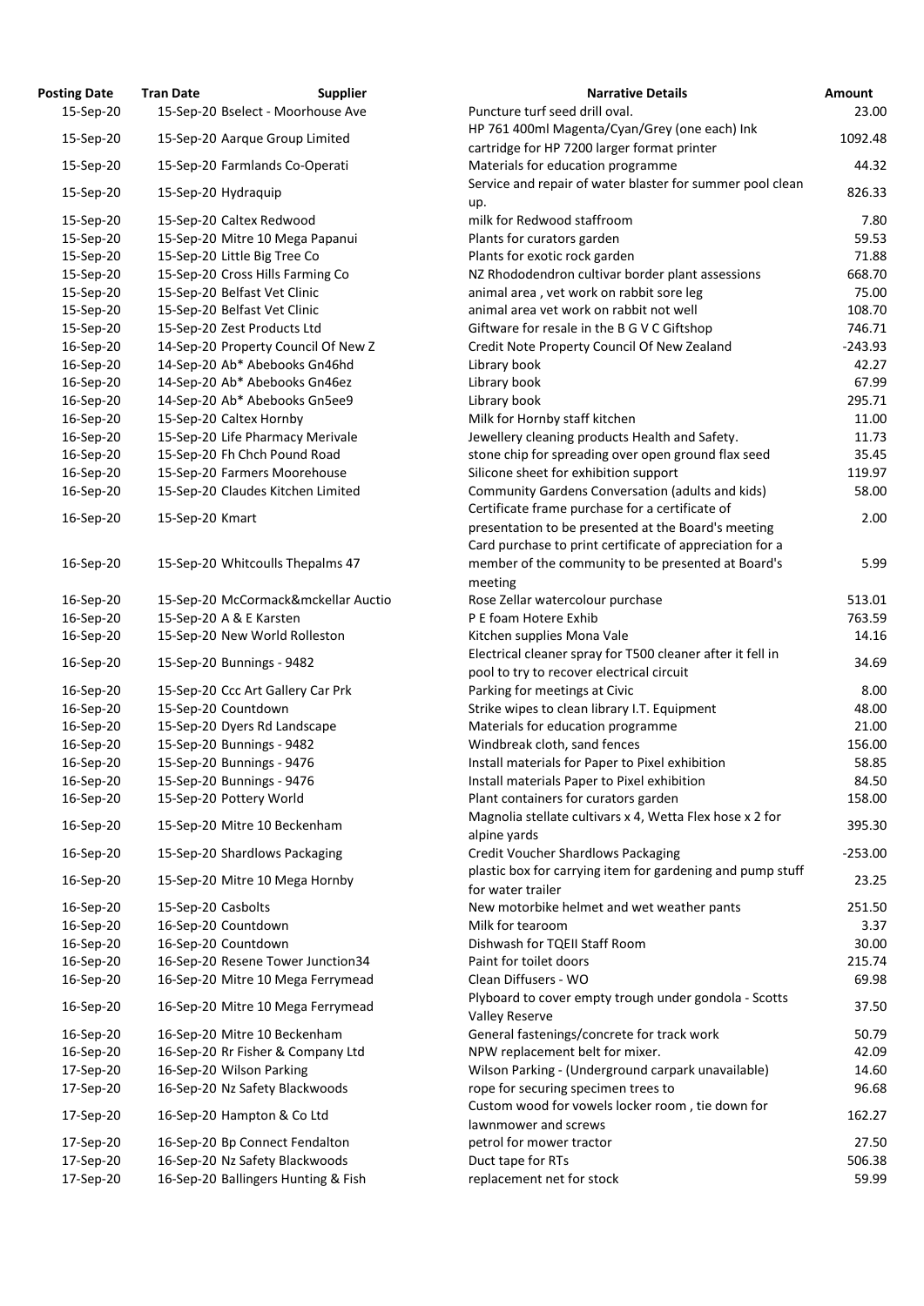| Posting Date | Tran Date | Supplier | Narrative Details | Amount |
|---|---|---|---|---|
| 15-Sep-20 | 15-Sep-20 | Bselect - Moorhouse Ave | Puncture turf seed drill oval. | 23.00 |
| 15-Sep-20 | 15-Sep-20 | Aarque Group Limited | HP 761 400ml Magenta/Cyan/Grey (one each) Ink cartridge for HP 7200 larger format printer | 1092.48 |
| 15-Sep-20 | 15-Sep-20 | Farmlands Co-Operati | Materials for education programme | 44.32 |
| 15-Sep-20 | 15-Sep-20 | Hydraquip | Service and repair of water blaster for summer pool clean up. | 826.33 |
| 15-Sep-20 | 15-Sep-20 | Caltex Redwood | milk for Redwood staffroom | 7.80 |
| 15-Sep-20 | 15-Sep-20 | Mitre 10 Mega Papanui | Plants for curators garden | 59.53 |
| 15-Sep-20 | 15-Sep-20 | Little Big Tree Co | Plants for exotic rock garden | 71.88 |
| 15-Sep-20 | 15-Sep-20 | Cross Hills Farming Co | NZ Rhododendron cultivar border plant assessions | 668.70 |
| 15-Sep-20 | 15-Sep-20 | Belfast Vet Clinic | animal area , vet work on rabbit sore leg | 75.00 |
| 15-Sep-20 | 15-Sep-20 | Belfast Vet Clinic | animal area vet work on rabbit not well | 108.70 |
| 15-Sep-20 | 15-Sep-20 | Zest Products Ltd | Giftware for resale in the B G V C Giftshop | 746.71 |
| 16-Sep-20 | 14-Sep-20 | Property Council Of New Z | Credit Note Property Council Of New Zealand | -243.93 |
| 16-Sep-20 | 14-Sep-20 | Ab* Abebooks Gn46hd | Library book | 42.27 |
| 16-Sep-20 | 14-Sep-20 | Ab* Abebooks Gn46ez | Library book | 67.99 |
| 16-Sep-20 | 14-Sep-20 | Ab* Abebooks Gn5ee9 | Library book | 295.71 |
| 16-Sep-20 | 15-Sep-20 | Caltex Hornby | Milk for Hornby staff kitchen | 11.00 |
| 16-Sep-20 | 15-Sep-20 | Life Pharmacy Merivale | Jewellery cleaning products Health and Safety. | 11.73 |
| 16-Sep-20 | 15-Sep-20 | Fh Chch Pound Road | stone chip for spreading over open ground flax seed | 35.45 |
| 16-Sep-20 | 15-Sep-20 | Farmers Moorehouse | Silicone sheet for exhibition support | 119.97 |
| 16-Sep-20 | 15-Sep-20 | Claudes Kitchen Limited | Community Gardens Conversation (adults and kids) | 58.00 |
| 16-Sep-20 | 15-Sep-20 | Kmart | Certificate frame purchase for a certificate of presentation to be presented at the Board's meeting | 2.00 |
| 16-Sep-20 | 15-Sep-20 | Whitcoulls Thepalms 47 | Card purchase to print certificate of appreciation for a member of the community to be presented at Board's meeting | 5.99 |
| 16-Sep-20 | 15-Sep-20 | McCormack&mckellar Auctio | Rose Zellar watercolour purchase | 513.01 |
| 16-Sep-20 | 15-Sep-20 | A & E Karsten | P E foam Hotere Exhib | 763.59 |
| 16-Sep-20 | 15-Sep-20 | New World Rolleston | Kitchen supplies Mona Vale | 14.16 |
| 16-Sep-20 | 15-Sep-20 | Bunnings - 9482 | Electrical cleaner spray for T500 cleaner after it fell in pool to try to recover electrical circuit | 34.69 |
| 16-Sep-20 | 15-Sep-20 | Ccc Art Gallery Car Prk | Parking for meetings at Civic | 8.00 |
| 16-Sep-20 | 15-Sep-20 | Countdown | Strike wipes to clean library I.T. Equipment | 48.00 |
| 16-Sep-20 | 15-Sep-20 | Dyers Rd Landscape | Materials for education programme | 21.00 |
| 16-Sep-20 | 15-Sep-20 | Bunnings - 9482 | Windbreak cloth, sand fences | 156.00 |
| 16-Sep-20 | 15-Sep-20 | Bunnings - 9476 | Install materials for Paper to Pixel exhibition | 58.85 |
| 16-Sep-20 | 15-Sep-20 | Bunnings - 9476 | Install materials Paper to Pixel exhibition | 84.50 |
| 16-Sep-20 | 15-Sep-20 | Pottery World | Plant containers for curators garden | 158.00 |
| 16-Sep-20 | 15-Sep-20 | Mitre 10 Beckenham | Magnolia stellate cultivars x 4, Wetta Flex hose x 2 for alpine yards | 395.30 |
| 16-Sep-20 | 15-Sep-20 | Shardlows Packaging | Credit Voucher Shardlows Packaging | -253.00 |
| 16-Sep-20 | 15-Sep-20 | Mitre 10 Mega Hornby | plastic box for carrying item for gardening and pump stuff for water trailer | 23.25 |
| 16-Sep-20 | 15-Sep-20 | Casbolts | New motorbike helmet and wet weather pants | 251.50 |
| 16-Sep-20 | 16-Sep-20 | Countdown | Milk for tearoom | 3.37 |
| 16-Sep-20 | 16-Sep-20 | Countdown | Dishwash for TQEII Staff Room | 30.00 |
| 16-Sep-20 | 16-Sep-20 | Resene Tower Junction34 | Paint for toilet doors | 215.74 |
| 16-Sep-20 | 16-Sep-20 | Mitre 10 Mega Ferrymead | Clean Diffusers - WO | 69.98 |
| 16-Sep-20 | 16-Sep-20 | Mitre 10 Mega Ferrymead | Plyboard to cover empty trough under gondola - Scotts Valley Reserve | 37.50 |
| 16-Sep-20 | 16-Sep-20 | Mitre 10 Beckenham | General fastenings/concrete for track work | 50.79 |
| 16-Sep-20 | 16-Sep-20 | Rr Fisher & Company Ltd | NPW replacement belt for mixer. | 42.09 |
| 17-Sep-20 | 16-Sep-20 | Wilson Parking | Wilson Parking - (Underground carpark unavailable) | 14.60 |
| 17-Sep-20 | 16-Sep-20 | Nz Safety Blackwoods | rope for securing specimen trees to | 96.68 |
| 17-Sep-20 | 16-Sep-20 | Hampton & Co Ltd | Custom wood for vowels locker room , tie down for lawnmower and screws | 162.27 |
| 17-Sep-20 | 16-Sep-20 | Bp Connect Fendalton | petrol for mower tractor | 27.50 |
| 17-Sep-20 | 16-Sep-20 | Nz Safety Blackwoods | Duct tape for RTs | 506.38 |
| 17-Sep-20 | 16-Sep-20 | Ballingers Hunting & Fish | replacement net for stock | 59.99 |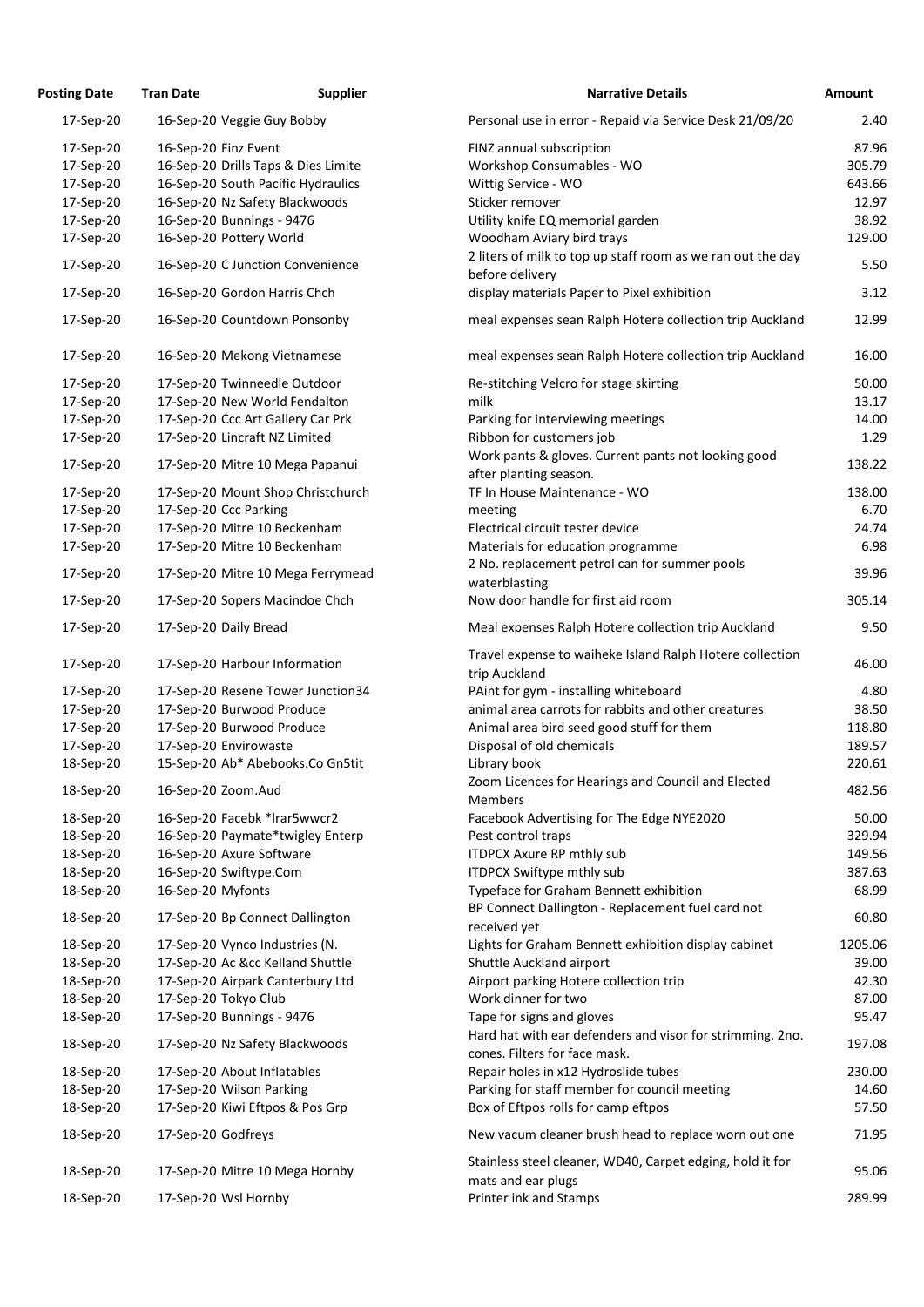| Posting Date | Tran Date | Supplier | Narrative Details | Amount |
|---|---|---|---|---|
| 17-Sep-20 | 16-Sep-20 | Veggie Guy Bobby | Personal use in error - Repaid via Service Desk 21/09/20 | 2.40 |
| 17-Sep-20 | 16-Sep-20 | Finz Event | FINZ annual subscription | 87.96 |
| 17-Sep-20 | 16-Sep-20 | Drills Taps & Dies Limite | Workshop Consumables - WO | 305.79 |
| 17-Sep-20 | 16-Sep-20 | South Pacific Hydraulics | Wittig Service - WO | 643.66 |
| 17-Sep-20 | 16-Sep-20 | Nz Safety Blackwoods | Sticker remover | 12.97 |
| 17-Sep-20 | 16-Sep-20 | Bunnings - 9476 | Utility knife EQ memorial garden | 38.92 |
| 17-Sep-20 | 16-Sep-20 | Pottery World | Woodham Aviary bird trays | 129.00 |
| 17-Sep-20 | 16-Sep-20 | C Junction Convenience | 2 liters of milk to top up staff room as we ran out the day before delivery | 5.50 |
| 17-Sep-20 | 16-Sep-20 | Gordon Harris Chch | display materials Paper to Pixel exhibition | 3.12 |
| 17-Sep-20 | 16-Sep-20 | Countdown Ponsonby | meal expenses sean Ralph Hotere collection trip Auckland | 12.99 |
| 17-Sep-20 | 16-Sep-20 | Mekong Vietnamese | meal expenses sean Ralph Hotere collection trip Auckland | 16.00 |
| 17-Sep-20 | 17-Sep-20 | Twinneedle Outdoor | Re-stitching Velcro for stage skirting | 50.00 |
| 17-Sep-20 | 17-Sep-20 | New World Fendalton | milk | 13.17 |
| 17-Sep-20 | 17-Sep-20 | Ccc Art Gallery Car Prk | Parking for interviewing meetings | 14.00 |
| 17-Sep-20 | 17-Sep-20 | Lincraft NZ Limited | Ribbon for customers job | 1.29 |
| 17-Sep-20 | 17-Sep-20 | Mitre 10 Mega Papanui | Work pants & gloves. Current pants not looking good after planting season. | 138.22 |
| 17-Sep-20 | 17-Sep-20 | Mount Shop Christchurch | TF In House Maintenance - WO | 138.00 |
| 17-Sep-20 | 17-Sep-20 | Ccc Parking | meeting | 6.70 |
| 17-Sep-20 | 17-Sep-20 | Mitre 10 Beckenham | Electrical circuit tester device | 24.74 |
| 17-Sep-20 | 17-Sep-20 | Mitre 10 Beckenham | Materials for education programme | 6.98 |
| 17-Sep-20 | 17-Sep-20 | Mitre 10 Mega Ferrymead | 2 No. replacement petrol can for summer pools waterblasting | 39.96 |
| 17-Sep-20 | 17-Sep-20 | Sopers Macindoe Chch | Now door handle for first aid room | 305.14 |
| 17-Sep-20 | 17-Sep-20 | Daily Bread | Meal expenses Ralph Hotere collection trip Auckland | 9.50 |
| 17-Sep-20 | 17-Sep-20 | Harbour Information | Travel expense to waiheke Island Ralph Hotere collection trip Auckland | 46.00 |
| 17-Sep-20 | 17-Sep-20 | Resene Tower Junction34 | PAint for gym - installing whiteboard | 4.80 |
| 17-Sep-20 | 17-Sep-20 | Burwood Produce | animal area carrots for rabbits and other creatures | 38.50 |
| 17-Sep-20 | 17-Sep-20 | Burwood Produce | Animal area bird seed good stuff for them | 118.80 |
| 17-Sep-20 | 17-Sep-20 | Envirowaste | Disposal of old chemicals | 189.57 |
| 18-Sep-20 | 15-Sep-20 | Ab* Abebooks.Co Gn5tit | Library book | 220.61 |
| 18-Sep-20 | 16-Sep-20 | Zoom.Aud | Zoom Licences for Hearings and Council and Elected Members | 482.56 |
| 18-Sep-20 | 16-Sep-20 | Facebk *lrar5wwcr2 | Facebook Advertising for The Edge NYE2020 | 50.00 |
| 18-Sep-20 | 16-Sep-20 | Paymate*twigley Enterp | Pest control traps | 329.94 |
| 18-Sep-20 | 16-Sep-20 | Axure Software | ITDPCX Axure RP mthly sub | 149.56 |
| 18-Sep-20 | 16-Sep-20 | Swiftype.Com | ITDPCX Swiftype mthly sub | 387.63 |
| 18-Sep-20 | 16-Sep-20 | Myfonts | Typeface for Graham Bennett exhibition | 68.99 |
| 18-Sep-20 | 17-Sep-20 | Bp Connect Dallington | BP Connect Dallington - Replacement fuel card not received yet | 60.80 |
| 18-Sep-20 | 17-Sep-20 | Vynco Industries (N. | Lights for Graham Bennett exhibition display cabinet | 1205.06 |
| 18-Sep-20 | 17-Sep-20 | Ac &cc Kelland Shuttle | Shuttle Auckland airport | 39.00 |
| 18-Sep-20 | 17-Sep-20 | Airpark Canterbury Ltd | Airport parking Hotere collection trip | 42.30 |
| 18-Sep-20 | 17-Sep-20 | Tokyo Club | Work dinner for two | 87.00 |
| 18-Sep-20 | 17-Sep-20 | Bunnings - 9476 | Tape for signs and gloves | 95.47 |
| 18-Sep-20 | 17-Sep-20 | Nz Safety Blackwoods | Hard hat with ear defenders and visor for strimming. 2no. cones. Filters for face mask. | 197.08 |
| 18-Sep-20 | 17-Sep-20 | About Inflatables | Repair holes in x12 Hydroslide tubes | 230.00 |
| 18-Sep-20 | 17-Sep-20 | Wilson Parking | Parking for staff member for council meeting | 14.60 |
| 18-Sep-20 | 17-Sep-20 | Kiwi Eftpos & Pos Grp | Box of Eftpos rolls for camp eftpos | 57.50 |
| 18-Sep-20 | 17-Sep-20 | Godfreys | New vacum cleaner brush head to replace worn out one | 71.95 |
| 18-Sep-20 | 17-Sep-20 | Mitre 10 Mega Hornby | Stainless steel cleaner, WD40, Carpet edging, hold it for mats and ear plugs | 95.06 |
| 18-Sep-20 | 17-Sep-20 | Wsl Hornby | Printer ink and Stamps | 289.99 |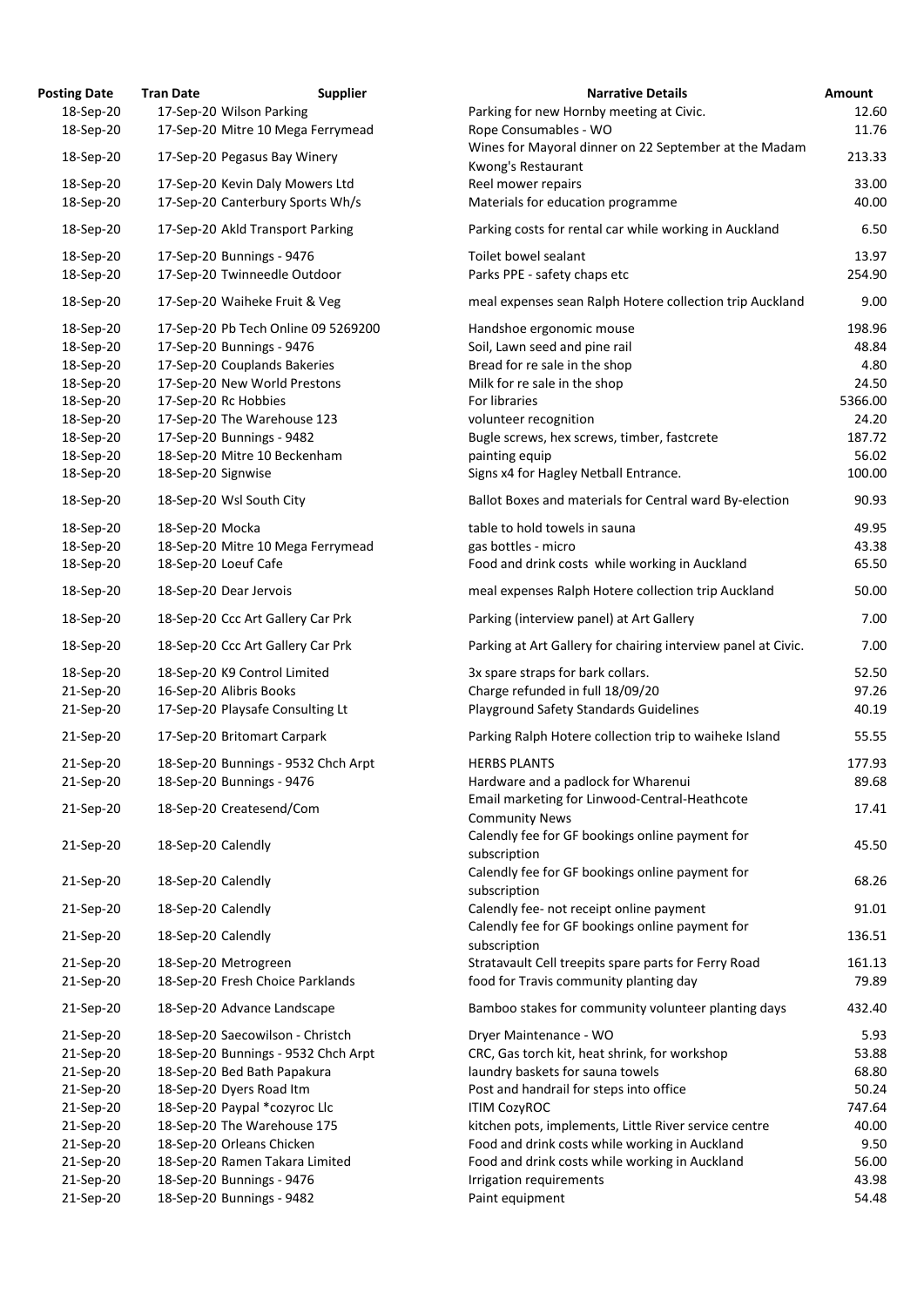| Posting Date | Tran Date | Supplier | Narrative Details | Amount |
|---|---|---|---|---|
| 18-Sep-20 | 17-Sep-20 | Wilson Parking | Parking for new Hornby meeting at Civic. | 12.60 |
| 18-Sep-20 | 17-Sep-20 | Mitre 10 Mega Ferrymead | Rope Consumables - WO | 11.76 |
| 18-Sep-20 | 17-Sep-20 | Pegasus Bay Winery | Wines for Mayoral dinner on 22 September at the Madam Kwong's Restaurant | 213.33 |
| 18-Sep-20 | 17-Sep-20 | Kevin Daly Mowers Ltd | Reel mower repairs | 33.00 |
| 18-Sep-20 | 17-Sep-20 | Canterbury Sports Wh/s | Materials for education programme | 40.00 |
| 18-Sep-20 | 17-Sep-20 | Akld Transport Parking | Parking costs for rental car while working in Auckland | 6.50 |
| 18-Sep-20 | 17-Sep-20 | Bunnings - 9476 | Toilet bowel sealant | 13.97 |
| 18-Sep-20 | 17-Sep-20 | Twinneedle Outdoor | Parks PPE - safety chaps etc | 254.90 |
| 18-Sep-20 | 17-Sep-20 | Waiheke Fruit & Veg | meal expenses sean Ralph Hotere collection trip Auckland | 9.00 |
| 18-Sep-20 | 17-Sep-20 | Pb Tech Online 09 5269200 | Handshoe ergonomic mouse | 198.96 |
| 18-Sep-20 | 17-Sep-20 | Bunnings - 9476 | Soil, Lawn seed and pine rail | 48.84 |
| 18-Sep-20 | 17-Sep-20 | Couplands Bakeries | Bread for re sale in the shop | 4.80 |
| 18-Sep-20 | 17-Sep-20 | New World Prestons | Milk for re sale in the shop | 24.50 |
| 18-Sep-20 | 17-Sep-20 | Rc Hobbies | For libraries | 5366.00 |
| 18-Sep-20 | 17-Sep-20 | The Warehouse 123 | volunteer recognition | 24.20 |
| 18-Sep-20 | 17-Sep-20 | Bunnings - 9482 | Bugle screws, hex screws, timber, fastcrete | 187.72 |
| 18-Sep-20 | 18-Sep-20 | Mitre 10 Beckenham | painting equip | 56.02 |
| 18-Sep-20 | 18-Sep-20 | Signwise | Signs x4 for Hagley Netball Entrance. | 100.00 |
| 18-Sep-20 | 18-Sep-20 | Wsl South City | Ballot Boxes and materials for Central ward By-election | 90.93 |
| 18-Sep-20 | 18-Sep-20 | Mocka | table to hold towels in sauna | 49.95 |
| 18-Sep-20 | 18-Sep-20 | Mitre 10 Mega Ferrymead | gas bottles - micro | 43.38 |
| 18-Sep-20 | 18-Sep-20 | Loeuf Cafe | Food and drink costs while working in Auckland | 65.50 |
| 18-Sep-20 | 18-Sep-20 | Dear Jervois | meal expenses Ralph Hotere collection trip Auckland | 50.00 |
| 18-Sep-20 | 18-Sep-20 | Ccc Art Gallery Car Prk | Parking (interview panel) at Art Gallery | 7.00 |
| 18-Sep-20 | 18-Sep-20 | Ccc Art Gallery Car Prk | Parking at Art Gallery for chairing interview panel at Civic. | 7.00 |
| 18-Sep-20 | 18-Sep-20 | K9 Control Limited | 3x spare straps for bark collars. | 52.50 |
| 21-Sep-20 | 16-Sep-20 | Alibris Books | Charge refunded in full 18/09/20 | 97.26 |
| 21-Sep-20 | 17-Sep-20 | Playsafe Consulting Lt | Playground Safety Standards Guidelines | 40.19 |
| 21-Sep-20 | 17-Sep-20 | Britomart Carpark | Parking Ralph Hotere collection trip to waiheke Island | 55.55 |
| 21-Sep-20 | 18-Sep-20 | Bunnings - 9532 Chch Arpt | HERBS PLANTS | 177.93 |
| 21-Sep-20 | 18-Sep-20 | Bunnings - 9476 | Hardware and a padlock for Wharenui | 89.68 |
| 21-Sep-20 | 18-Sep-20 | Createsend/Com | Email marketing for Linwood-Central-Heathcote Community News | 17.41 |
| 21-Sep-20 | 18-Sep-20 | Calendly | Calendly fee for GF bookings online payment for subscription | 45.50 |
| 21-Sep-20 | 18-Sep-20 | Calendly | Calendly fee for GF bookings online payment for subscription | 68.26 |
| 21-Sep-20 | 18-Sep-20 | Calendly | Calendly fee- not receipt online payment | 91.01 |
| 21-Sep-20 | 18-Sep-20 | Calendly | Calendly fee for GF bookings online payment for subscription | 136.51 |
| 21-Sep-20 | 18-Sep-20 | Metrogreen | Stratavault Cell treepits spare parts for Ferry Road | 161.13 |
| 21-Sep-20 | 18-Sep-20 | Fresh Choice Parklands | food for Travis community planting day | 79.89 |
| 21-Sep-20 | 18-Sep-20 | Advance Landscape | Bamboo stakes for community volunteer planting days | 432.40 |
| 21-Sep-20 | 18-Sep-20 | Saecowilson - Christch | Dryer Maintenance - WO | 5.93 |
| 21-Sep-20 | 18-Sep-20 | Bunnings - 9532 Chch Arpt | CRC, Gas torch kit, heat shrink, for workshop | 53.88 |
| 21-Sep-20 | 18-Sep-20 | Bed Bath Papakura | laundry baskets for sauna towels | 68.80 |
| 21-Sep-20 | 18-Sep-20 | Dyers Road Itm | Post and handrail for steps into office | 50.24 |
| 21-Sep-20 | 18-Sep-20 | Paypal *cozyroc Llc | ITIM CozyROC | 747.64 |
| 21-Sep-20 | 18-Sep-20 | The Warehouse 175 | kitchen pots, implements, Little River service centre | 40.00 |
| 21-Sep-20 | 18-Sep-20 | Orleans Chicken | Food and drink costs while working in Auckland | 9.50 |
| 21-Sep-20 | 18-Sep-20 | Ramen Takara Limited | Food and drink costs while working in Auckland | 56.00 |
| 21-Sep-20 | 18-Sep-20 | Bunnings - 9476 | Irrigation requirements | 43.98 |
| 21-Sep-20 | 18-Sep-20 | Bunnings - 9482 | Paint equipment | 54.48 |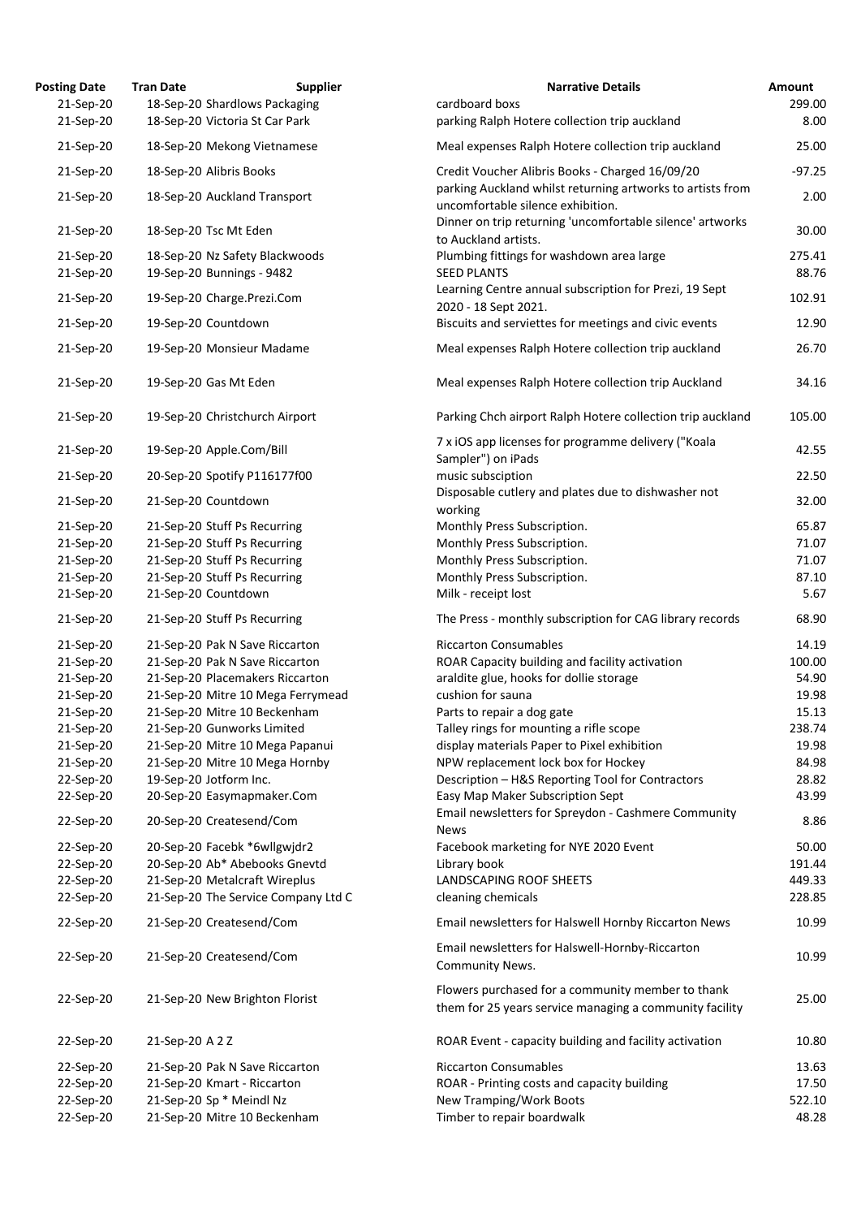| Posting Date | Tran Date | Supplier | Narrative Details | Amount |
|---|---|---|---|---|
| 21-Sep-20 | 18-Sep-20 | Shardlows Packaging | cardboard boxs | 299.00 |
| 21-Sep-20 | 18-Sep-20 | Victoria St Car Park | parking Ralph Hotere collection trip auckland | 8.00 |
| 21-Sep-20 | 18-Sep-20 | Mekong Vietnamese | Meal expenses Ralph Hotere collection trip auckland | 25.00 |
| 21-Sep-20 | 18-Sep-20 | Alibris Books | Credit Voucher Alibris Books - Charged 16/09/20 | -97.25 |
| 21-Sep-20 | 18-Sep-20 | Auckland Transport | parking Auckland whilst returning artworks to artists from uncomfortable silence exhibition. | 2.00 |
| 21-Sep-20 | 18-Sep-20 | Tsc Mt Eden | Dinner on trip returning 'uncomfortable silence' artworks to Auckland artists. | 30.00 |
| 21-Sep-20 | 18-Sep-20 | Nz Safety Blackwoods | Plumbing fittings for washdown area large | 275.41 |
| 21-Sep-20 | 19-Sep-20 | Bunnings - 9482 | SEED PLANTS | 88.76 |
| 21-Sep-20 | 19-Sep-20 | Charge.Prezi.Com | Learning Centre annual subscription for Prezi, 19 Sept 2020 - 18 Sept 2021. | 102.91 |
| 21-Sep-20 | 19-Sep-20 | Countdown | Biscuits and serviettes for meetings and civic events | 12.90 |
| 21-Sep-20 | 19-Sep-20 | Monsieur Madame | Meal expenses Ralph Hotere collection trip auckland | 26.70 |
| 21-Sep-20 | 19-Sep-20 | Gas Mt Eden | Meal expenses Ralph Hotere collection trip Auckland | 34.16 |
| 21-Sep-20 | 19-Sep-20 | Christchurch Airport | Parking Chch airport Ralph Hotere collection trip auckland | 105.00 |
| 21-Sep-20 | 19-Sep-20 | Apple.Com/Bill | 7 x iOS app licenses for programme delivery ("Koala Sampler") on iPads | 42.55 |
| 21-Sep-20 | 20-Sep-20 | Spotify P116177f00 | music subsciption | 22.50 |
| 21-Sep-20 | 21-Sep-20 | Countdown | Disposable cutlery and plates due to dishwasher not working | 32.00 |
| 21-Sep-20 | 21-Sep-20 | Stuff Ps Recurring | Monthly Press Subscription. | 65.87 |
| 21-Sep-20 | 21-Sep-20 | Stuff Ps Recurring | Monthly Press Subscription. | 71.07 |
| 21-Sep-20 | 21-Sep-20 | Stuff Ps Recurring | Monthly Press Subscription. | 71.07 |
| 21-Sep-20 | 21-Sep-20 | Stuff Ps Recurring | Monthly Press Subscription. | 87.10 |
| 21-Sep-20 | 21-Sep-20 | Countdown | Milk - receipt lost | 5.67 |
| 21-Sep-20 | 21-Sep-20 | Stuff Ps Recurring | The Press - monthly subscription for CAG library records | 68.90 |
| 21-Sep-20 | 21-Sep-20 | Pak N Save Riccarton | Riccarton Consumables | 14.19 |
| 21-Sep-20 | 21-Sep-20 | Pak N Save Riccarton | ROAR Capacity building and facility activation | 100.00 |
| 21-Sep-20 | 21-Sep-20 | Placemakers Riccarton | araldite glue, hooks for dollie storage | 54.90 |
| 21-Sep-20 | 21-Sep-20 | Mitre 10 Mega Ferrymead | cushion for sauna | 19.98 |
| 21-Sep-20 | 21-Sep-20 | Mitre 10 Beckenham | Parts to repair a dog gate | 15.13 |
| 21-Sep-20 | 21-Sep-20 | Gunworks Limited | Talley rings for mounting a rifle scope | 238.74 |
| 21-Sep-20 | 21-Sep-20 | Mitre 10 Mega Papanui | display materials Paper to Pixel exhibition | 19.98 |
| 21-Sep-20 | 21-Sep-20 | Mitre 10 Mega Hornby | NPW replacement lock box for Hockey | 84.98 |
| 22-Sep-20 | 19-Sep-20 | Jotform Inc. | Description – H&S Reporting Tool for Contractors | 28.82 |
| 22-Sep-20 | 20-Sep-20 | Easymapmaker.Com | Easy Map Maker Subscription Sept | 43.99 |
| 22-Sep-20 | 20-Sep-20 | Createsend/Com | Email newsletters for Spreydon - Cashmere Community News | 8.86 |
| 22-Sep-20 | 20-Sep-20 | Facebk *6wllgwjdr2 | Facebook marketing for NYE 2020 Event | 50.00 |
| 22-Sep-20 | 20-Sep-20 | Ab* Abebooks Gnevtd | Library book | 191.44 |
| 22-Sep-20 | 21-Sep-20 | Metalcraft Wireplus | LANDSCAPING ROOF SHEETS | 449.33 |
| 22-Sep-20 | 21-Sep-20 | The Service Company Ltd C | cleaning chemicals | 228.85 |
| 22-Sep-20 | 21-Sep-20 | Createsend/Com | Email newsletters for Halswell Hornby Riccarton News | 10.99 |
| 22-Sep-20 | 21-Sep-20 | Createsend/Com | Email newsletters for Halswell-Hornby-Riccarton Community News. | 10.99 |
| 22-Sep-20 | 21-Sep-20 | New Brighton Florist | Flowers purchased for a community member to thank them for 25 years service managing a community facility | 25.00 |
| 22-Sep-20 | 21-Sep-20 | A 2 Z | ROAR Event - capacity building and facility activation | 10.80 |
| 22-Sep-20 | 21-Sep-20 | Pak N Save Riccarton | Riccarton Consumables | 13.63 |
| 22-Sep-20 | 21-Sep-20 | Kmart - Riccarton | ROAR - Printing costs and capacity building | 17.50 |
| 22-Sep-20 | 21-Sep-20 | Sp * Meindl Nz | New Tramping/Work Boots | 522.10 |
| 22-Sep-20 | 21-Sep-20 | Mitre 10 Beckenham | Timber to repair boardwalk | 48.28 |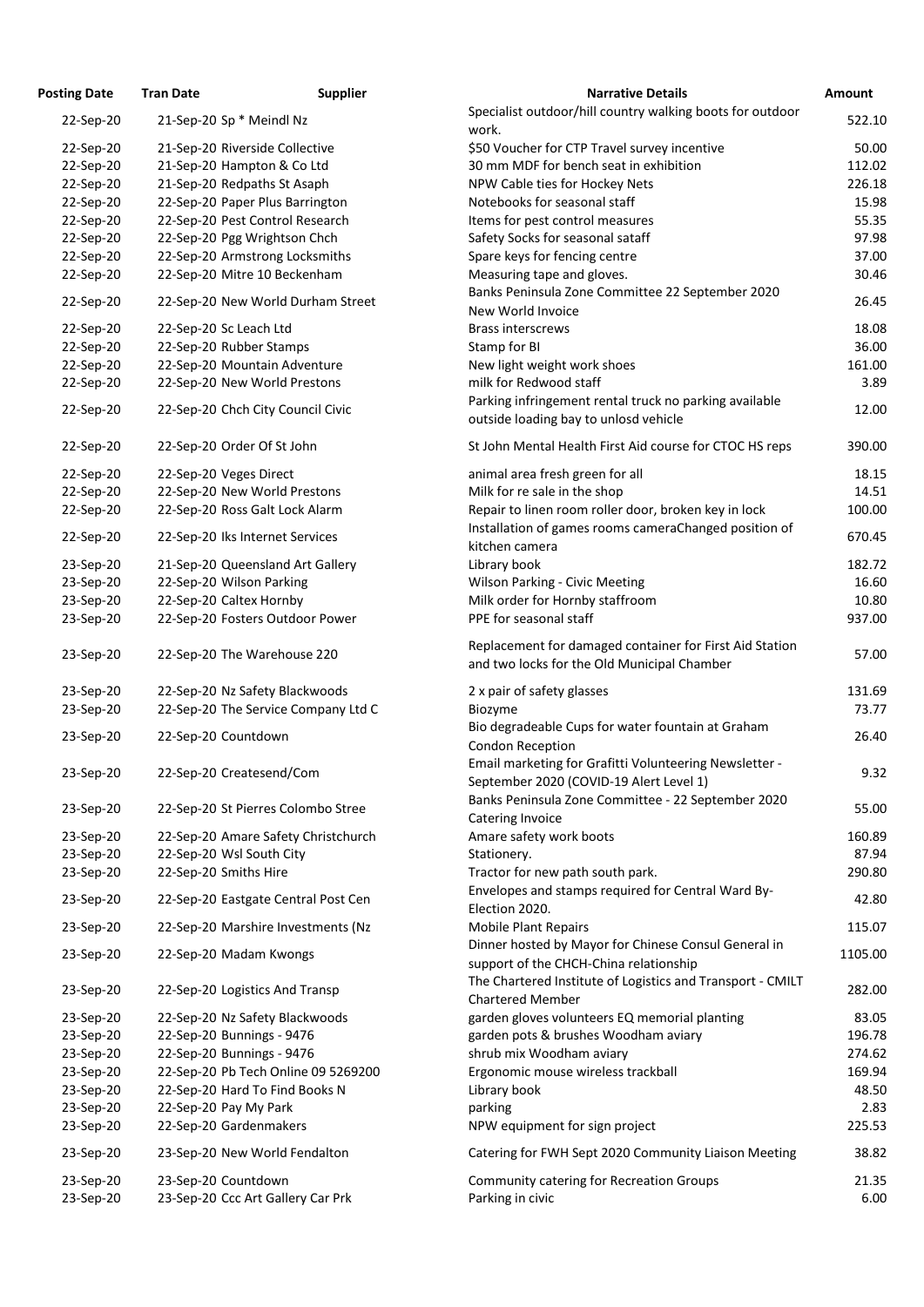| Posting Date | Tran Date | Supplier | Narrative Details | Amount |
|---|---|---|---|---|
| 22-Sep-20 | 21-Sep-20 | Sp * Meindl Nz | Specialist outdoor/hill country walking boots for outdoor work. | 522.10 |
| 22-Sep-20 | 21-Sep-20 | Riverside Collective | $50 Voucher for CTP Travel survey incentive | 50.00 |
| 22-Sep-20 | 21-Sep-20 | Hampton & Co Ltd | 30 mm MDF for bench seat in exhibition | 112.02 |
| 22-Sep-20 | 21-Sep-20 | Redpaths St Asaph | NPW Cable ties for Hockey Nets | 226.18 |
| 22-Sep-20 | 22-Sep-20 | Paper Plus Barrington | Notebooks for seasonal staff | 15.98 |
| 22-Sep-20 | 22-Sep-20 | Pest Control Research | Items for pest control measures | 55.35 |
| 22-Sep-20 | 22-Sep-20 | Pgg Wrightson Chch | Safety Socks for seasonal sataff | 97.98 |
| 22-Sep-20 | 22-Sep-20 | Armstrong Locksmiths | Spare keys for fencing centre | 37.00 |
| 22-Sep-20 | 22-Sep-20 | Mitre 10 Beckenham | Measuring tape and gloves. | 30.46 |
| 22-Sep-20 | 22-Sep-20 | New World Durham Street | Banks Peninsula Zone Committee 22 September 2020 New World Invoice | 26.45 |
| 22-Sep-20 | 22-Sep-20 | Sc Leach Ltd | Brass interscrews | 18.08 |
| 22-Sep-20 | 22-Sep-20 | Rubber Stamps | Stamp for BI | 36.00 |
| 22-Sep-20 | 22-Sep-20 | Mountain Adventure | New light weight work shoes | 161.00 |
| 22-Sep-20 | 22-Sep-20 | New World Prestons | milk for Redwood staff | 3.89 |
| 22-Sep-20 | 22-Sep-20 | Chch City Council Civic | Parking infringement rental truck no parking available outside loading bay to unlosd vehicle | 12.00 |
| 22-Sep-20 | 22-Sep-20 | Order Of St John | St John Mental Health First Aid course for CTOC HS reps | 390.00 |
| 22-Sep-20 | 22-Sep-20 | Veges Direct | animal area fresh green for all | 18.15 |
| 22-Sep-20 | 22-Sep-20 | New World Prestons | Milk for re sale in the shop | 14.51 |
| 22-Sep-20 | 22-Sep-20 | Ross Galt Lock Alarm | Repair to linen room roller door, broken key in lock | 100.00 |
| 22-Sep-20 | 22-Sep-20 | Iks Internet Services | Installation of games rooms cameraChanged position of kitchen camera | 670.45 |
| 23-Sep-20 | 21-Sep-20 | Queensland Art Gallery | Library book | 182.72 |
| 23-Sep-20 | 22-Sep-20 | Wilson Parking | Wilson Parking - Civic Meeting | 16.60 |
| 23-Sep-20 | 22-Sep-20 | Caltex Hornby | Milk order for Hornby staffroom | 10.80 |
| 23-Sep-20 | 22-Sep-20 | Fosters Outdoor Power | PPE for seasonal staff | 937.00 |
| 23-Sep-20 | 22-Sep-20 | The Warehouse 220 | Replacement for damaged container for First Aid Station and two locks for the Old Municipal Chamber | 57.00 |
| 23-Sep-20 | 22-Sep-20 | Nz Safety Blackwoods | 2 x pair of safety glasses | 131.69 |
| 23-Sep-20 | 22-Sep-20 | The Service Company Ltd C | Biozyme | 73.77 |
| 23-Sep-20 | 22-Sep-20 | Countdown | Bio degradeable Cups for water fountain at Graham Condon Reception | 26.40 |
| 23-Sep-20 | 22-Sep-20 | Createsend/Com | Email marketing for Grafitti Volunteering Newsletter - September 2020 (COVID-19 Alert Level 1) | 9.32 |
| 23-Sep-20 | 22-Sep-20 | St Pierres Colombo Stree | Banks Peninsula Zone Committee - 22 September 2020 Catering Invoice | 55.00 |
| 23-Sep-20 | 22-Sep-20 | Amare Safety Christchurch | Amare safety work boots | 160.89 |
| 23-Sep-20 | 22-Sep-20 | Wsl South City | Stationery. | 87.94 |
| 23-Sep-20 | 22-Sep-20 | Smiths Hire | Tractor for new path south park. | 290.80 |
| 23-Sep-20 | 22-Sep-20 | Eastgate Central Post Cen | Envelopes and stamps required for Central Ward By-Election 2020. | 42.80 |
| 23-Sep-20 | 22-Sep-20 | Marshire Investments (Nz | Mobile Plant Repairs | 115.07 |
| 23-Sep-20 | 22-Sep-20 | Madam Kwongs | Dinner hosted by Mayor for Chinese Consul General in support of the CHCH-China relationship | 1105.00 |
| 23-Sep-20 | 22-Sep-20 | Logistics And Transp | The Chartered Institute of Logistics and Transport - CMILT Chartered Member | 282.00 |
| 23-Sep-20 | 22-Sep-20 | Nz Safety Blackwoods | garden gloves volunteers EQ memorial planting | 83.05 |
| 23-Sep-20 | 22-Sep-20 | Bunnings - 9476 | garden pots & brushes Woodham aviary | 196.78 |
| 23-Sep-20 | 22-Sep-20 | Bunnings - 9476 | shrub mix Woodham aviary | 274.62 |
| 23-Sep-20 | 22-Sep-20 | Pb Tech Online 09 5269200 | Ergonomic mouse wireless trackball | 169.94 |
| 23-Sep-20 | 22-Sep-20 | Hard To Find Books N | Library book | 48.50 |
| 23-Sep-20 | 22-Sep-20 | Pay My Park | parking | 2.83 |
| 23-Sep-20 | 22-Sep-20 | Gardenmakers | NPW equipment for sign project | 225.53 |
| 23-Sep-20 | 23-Sep-20 | New World Fendalton | Catering for FWH Sept 2020 Community Liaison Meeting | 38.82 |
| 23-Sep-20 | 23-Sep-20 | Countdown | Community catering for Recreation Groups | 21.35 |
| 23-Sep-20 | 23-Sep-20 | Ccc Art Gallery Car Prk | Parking in civic | 6.00 |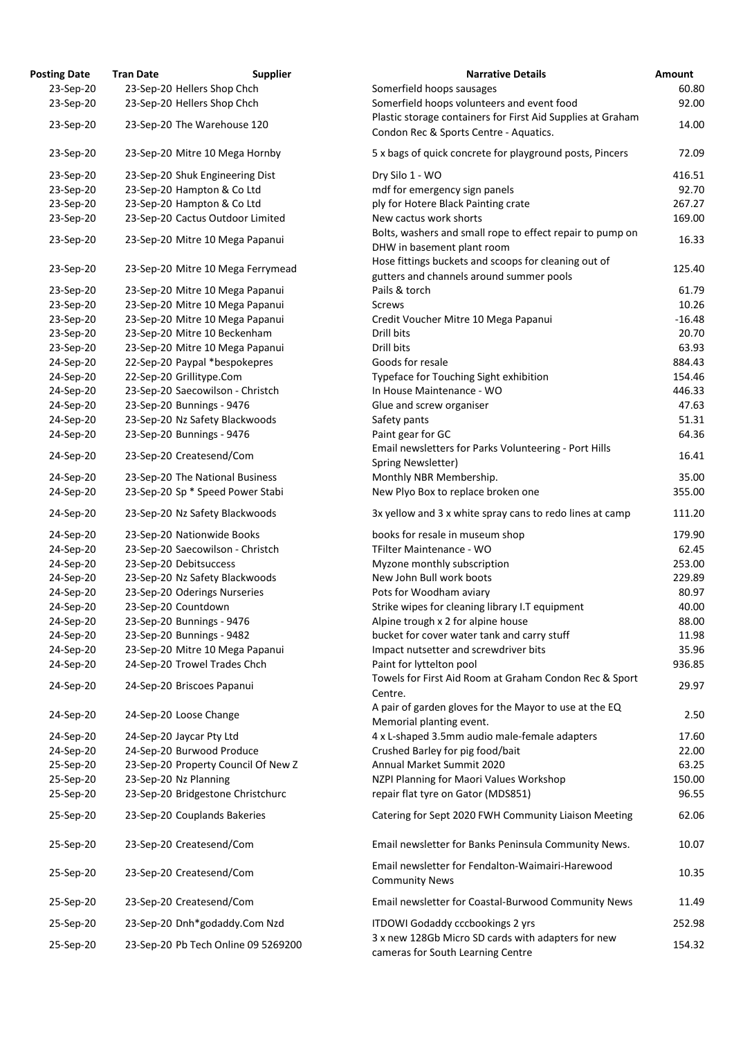| Posting Date | Tran Date | Supplier | Narrative Details | Amount |
|---|---|---|---|---|
| 23-Sep-20 | 23-Sep-20 | Hellers Shop Chch | Somerfield hoops sausages | 60.80 |
| 23-Sep-20 | 23-Sep-20 | Hellers Shop Chch | Somerfield hoops volunteers and event food | 92.00 |
| 23-Sep-20 | 23-Sep-20 | The Warehouse 120 | Plastic storage containers for First Aid Supplies at Graham Condon Rec & Sports Centre - Aquatics. | 14.00 |
| 23-Sep-20 | 23-Sep-20 | Mitre 10 Mega Hornby | 5 x bags of quick concrete for playground posts, Pincers | 72.09 |
| 23-Sep-20 | 23-Sep-20 | Shuk Engineering Dist | Dry Silo 1 - WO | 416.51 |
| 23-Sep-20 | 23-Sep-20 | Hampton & Co Ltd | mdf for emergency sign panels | 92.70 |
| 23-Sep-20 | 23-Sep-20 | Hampton & Co Ltd | ply for Hotere Black Painting crate | 267.27 |
| 23-Sep-20 | 23-Sep-20 | Cactus Outdoor Limited | New cactus work shorts | 169.00 |
| 23-Sep-20 | 23-Sep-20 | Mitre 10 Mega Papanui | Bolts, washers and small rope to effect repair to pump on DHW in basement plant room | 16.33 |
| 23-Sep-20 | 23-Sep-20 | Mitre 10 Mega Ferrymead | Hose fittings buckets and scoops for cleaning out of gutters and channels around summer pools | 125.40 |
| 23-Sep-20 | 23-Sep-20 | Mitre 10 Mega Papanui | Pails & torch | 61.79 |
| 23-Sep-20 | 23-Sep-20 | Mitre 10 Mega Papanui | Screws | 10.26 |
| 23-Sep-20 | 23-Sep-20 | Mitre 10 Mega Papanui | Credit Voucher Mitre 10 Mega Papanui | -16.48 |
| 23-Sep-20 | 23-Sep-20 | Mitre 10 Beckenham | Drill bits | 20.70 |
| 23-Sep-20 | 23-Sep-20 | Mitre 10 Mega Papanui | Drill bits | 63.93 |
| 24-Sep-20 | 22-Sep-20 | Paypal *bespokepres | Goods for resale | 884.43 |
| 24-Sep-20 | 22-Sep-20 | Grillitype.Com | Typeface for Touching Sight exhibition | 154.46 |
| 24-Sep-20 | 23-Sep-20 | Saecowilson - Christch | In House Maintenance - WO | 446.33 |
| 24-Sep-20 | 23-Sep-20 | Bunnings - 9476 | Glue and screw organiser | 47.63 |
| 24-Sep-20 | 23-Sep-20 | Nz Safety Blackwoods | Safety pants | 51.31 |
| 24-Sep-20 | 23-Sep-20 | Bunnings - 9476 | Paint gear for GC | 64.36 |
| 24-Sep-20 | 23-Sep-20 | Createsend/Com | Email newsletters for Parks Volunteering - Port Hills Spring Newsletter) | 16.41 |
| 24-Sep-20 | 23-Sep-20 | The National Business | Monthly NBR Membership. | 35.00 |
| 24-Sep-20 | 23-Sep-20 | Sp * Speed Power Stabi | New Plyo Box to replace broken one | 355.00 |
| 24-Sep-20 | 23-Sep-20 | Nz Safety Blackwoods | 3x yellow and 3 x white spray cans to redo lines at camp | 111.20 |
| 24-Sep-20 | 23-Sep-20 | Nationwide Books | books for resale in museum shop | 179.90 |
| 24-Sep-20 | 23-Sep-20 | Saecowilson - Christch | TFilter Maintenance - WO | 62.45 |
| 24-Sep-20 | 23-Sep-20 | Debitsuccess | Myzone monthly subscription | 253.00 |
| 24-Sep-20 | 23-Sep-20 | Nz Safety Blackwoods | New John Bull work boots | 229.89 |
| 24-Sep-20 | 23-Sep-20 | Oderings Nurseries | Pots for Woodham aviary | 80.97 |
| 24-Sep-20 | 23-Sep-20 | Countdown | Strike wipes for cleaning library I.T equipment | 40.00 |
| 24-Sep-20 | 23-Sep-20 | Bunnings - 9476 | Alpine trough x 2 for alpine house | 88.00 |
| 24-Sep-20 | 23-Sep-20 | Bunnings - 9482 | bucket for cover water tank and carry stuff | 11.98 |
| 24-Sep-20 | 23-Sep-20 | Mitre 10 Mega Papanui | Impact nutsetter and screwdriver bits | 35.96 |
| 24-Sep-20 | 24-Sep-20 | Trowel Trades Chch | Paint for lyttelton pool | 936.85 |
| 24-Sep-20 | 24-Sep-20 | Briscoes Papanui | Towels for First Aid Room at Graham Condon Rec & Sport Centre. | 29.97 |
| 24-Sep-20 | 24-Sep-20 | Loose Change | A pair of garden gloves for the Mayor to use at the EQ Memorial planting event. | 2.50 |
| 24-Sep-20 | 24-Sep-20 | Jaycar Pty Ltd | 4 x L-shaped 3.5mm audio male-female adapters | 17.60 |
| 24-Sep-20 | 24-Sep-20 | Burwood Produce | Crushed Barley for pig food/bait | 22.00 |
| 25-Sep-20 | 23-Sep-20 | Property Council Of New Z | Annual Market Summit 2020 | 63.25 |
| 25-Sep-20 | 23-Sep-20 | Nz Planning | NZPI Planning for Maori Values Workshop | 150.00 |
| 25-Sep-20 | 23-Sep-20 | Bridgestone Christchurc | repair flat tyre on Gator (MDS851) | 96.55 |
| 25-Sep-20 | 23-Sep-20 | Couplands Bakeries | Catering for Sept 2020 FWH Community Liaison Meeting | 62.06 |
| 25-Sep-20 | 23-Sep-20 | Createsend/Com | Email newsletter for Banks Peninsula Community News. | 10.07 |
| 25-Sep-20 | 23-Sep-20 | Createsend/Com | Email newsletter for Fendalton-Waimairi-Harewood Community News | 10.35 |
| 25-Sep-20 | 23-Sep-20 | Createsend/Com | Email newsletter for Coastal-Burwood Community News | 11.49 |
| 25-Sep-20 | 23-Sep-20 | Dnh*godaddy.Com Nzd | ITDOWI Godaddy cccbookings 2 yrs | 252.98 |
| 25-Sep-20 | 23-Sep-20 | Pb Tech Online 09 5269200 | 3 x new 128Gb Micro SD cards with adapters for new cameras for South Learning Centre | 154.32 |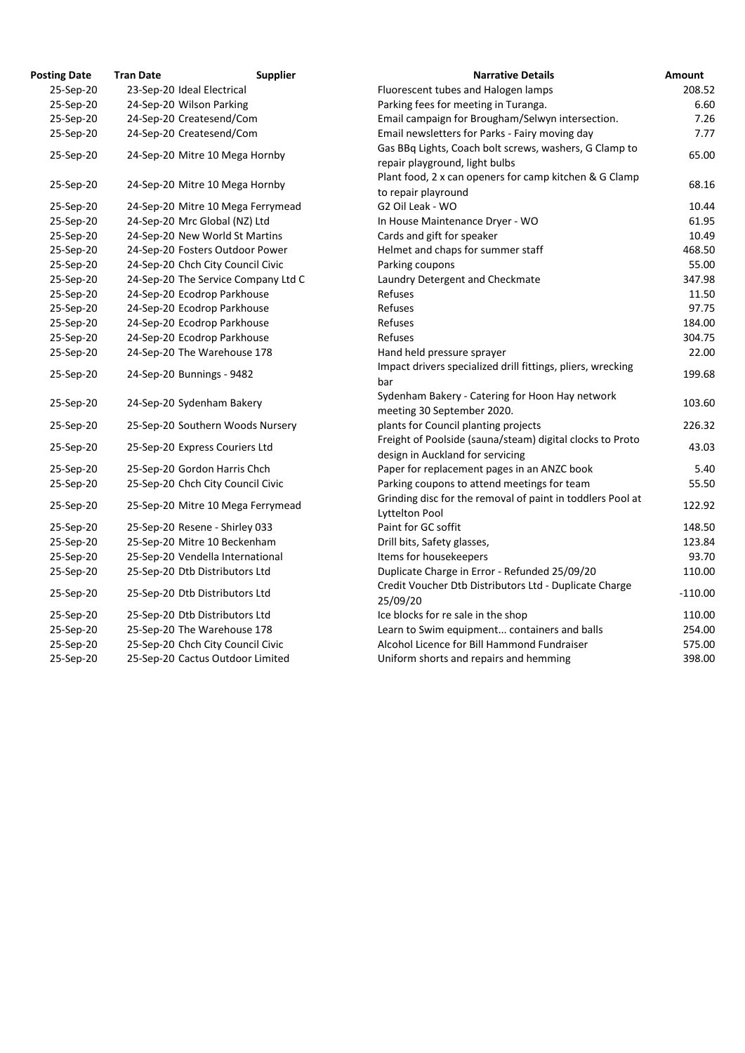| Posting Date | Tran Date | Supplier | Narrative Details | Amount |
|---|---|---|---|---|
| 25-Sep-20 | 23-Sep-20 | Ideal Electrical | Fluorescent tubes and Halogen lamps | 208.52 |
| 25-Sep-20 | 24-Sep-20 | Wilson Parking | Parking fees for meeting in Turanga. | 6.60 |
| 25-Sep-20 | 24-Sep-20 | Createsend/Com | Email campaign for Brougham/Selwyn intersection. | 7.26 |
| 25-Sep-20 | 24-Sep-20 | Createsend/Com | Email newsletters for Parks - Fairy moving day | 7.77 |
| 25-Sep-20 | 24-Sep-20 | Mitre 10 Mega Hornby | Gas BBq Lights, Coach bolt screws, washers, G Clamp to repair playground, light bulbs | 65.00 |
| 25-Sep-20 | 24-Sep-20 | Mitre 10 Mega Hornby | Plant food, 2 x can openers for camp kitchen & G Clamp to repair playround | 68.16 |
| 25-Sep-20 | 24-Sep-20 | Mitre 10 Mega Ferrymead | G2 Oil Leak - WO | 10.44 |
| 25-Sep-20 | 24-Sep-20 | Mrc Global (NZ) Ltd | In House Maintenance Dryer - WO | 61.95 |
| 25-Sep-20 | 24-Sep-20 | New World St Martins | Cards and gift for speaker | 10.49 |
| 25-Sep-20 | 24-Sep-20 | Fosters Outdoor Power | Helmet and chaps for summer staff | 468.50 |
| 25-Sep-20 | 24-Sep-20 | Chch City Council Civic | Parking coupons | 55.00 |
| 25-Sep-20 | 24-Sep-20 | The Service Company Ltd C | Laundry Detergent and Checkmate | 347.98 |
| 25-Sep-20 | 24-Sep-20 | Ecodrop Parkhouse | Refuses | 11.50 |
| 25-Sep-20 | 24-Sep-20 | Ecodrop Parkhouse | Refuses | 97.75 |
| 25-Sep-20 | 24-Sep-20 | Ecodrop Parkhouse | Refuses | 184.00 |
| 25-Sep-20 | 24-Sep-20 | Ecodrop Parkhouse | Refuses | 304.75 |
| 25-Sep-20 | 24-Sep-20 | The Warehouse 178 | Hand held pressure sprayer | 22.00 |
| 25-Sep-20 | 24-Sep-20 | Bunnings - 9482 | Impact drivers specialized drill fittings, pliers, wrecking bar | 199.68 |
| 25-Sep-20 | 24-Sep-20 | Sydenham Bakery | Sydenham Bakery - Catering for Hoon Hay network meeting 30 September 2020. | 103.60 |
| 25-Sep-20 | 25-Sep-20 | Southern Woods Nursery | plants for Council planting projects | 226.32 |
| 25-Sep-20 | 25-Sep-20 | Express Couriers Ltd | Freight of Poolside (sauna/steam) digital clocks to Proto design in Auckland for servicing | 43.03 |
| 25-Sep-20 | 25-Sep-20 | Gordon Harris Chch | Paper for replacement pages in an ANZC book | 5.40 |
| 25-Sep-20 | 25-Sep-20 | Chch City Council Civic | Parking coupons to attend meetings for team | 55.50 |
| 25-Sep-20 | 25-Sep-20 | Mitre 10 Mega Ferrymead | Grinding disc for the removal of paint in toddlers Pool at Lyttelton Pool | 122.92 |
| 25-Sep-20 | 25-Sep-20 | Resene - Shirley 033 | Paint for GC soffit | 148.50 |
| 25-Sep-20 | 25-Sep-20 | Mitre 10 Beckenham | Drill bits, Safety glasses, | 123.84 |
| 25-Sep-20 | 25-Sep-20 | Vendella International | Items for housekeepers | 93.70 |
| 25-Sep-20 | 25-Sep-20 | Dtb Distributors Ltd | Duplicate Charge in Error - Refunded 25/09/20 | 110.00 |
| 25-Sep-20 | 25-Sep-20 | Dtb Distributors Ltd | Credit Voucher Dtb Distributors Ltd - Duplicate Charge 25/09/20 | -110.00 |
| 25-Sep-20 | 25-Sep-20 | Dtb Distributors Ltd | Ice blocks for re sale in the shop | 110.00 |
| 25-Sep-20 | 25-Sep-20 | The Warehouse 178 | Learn to Swim equipment... containers and balls | 254.00 |
| 25-Sep-20 | 25-Sep-20 | Chch City Council Civic | Alcohol Licence for Bill Hammond Fundraiser | 575.00 |
| 25-Sep-20 | 25-Sep-20 | Cactus Outdoor Limited | Uniform shorts and repairs and hemming | 398.00 |